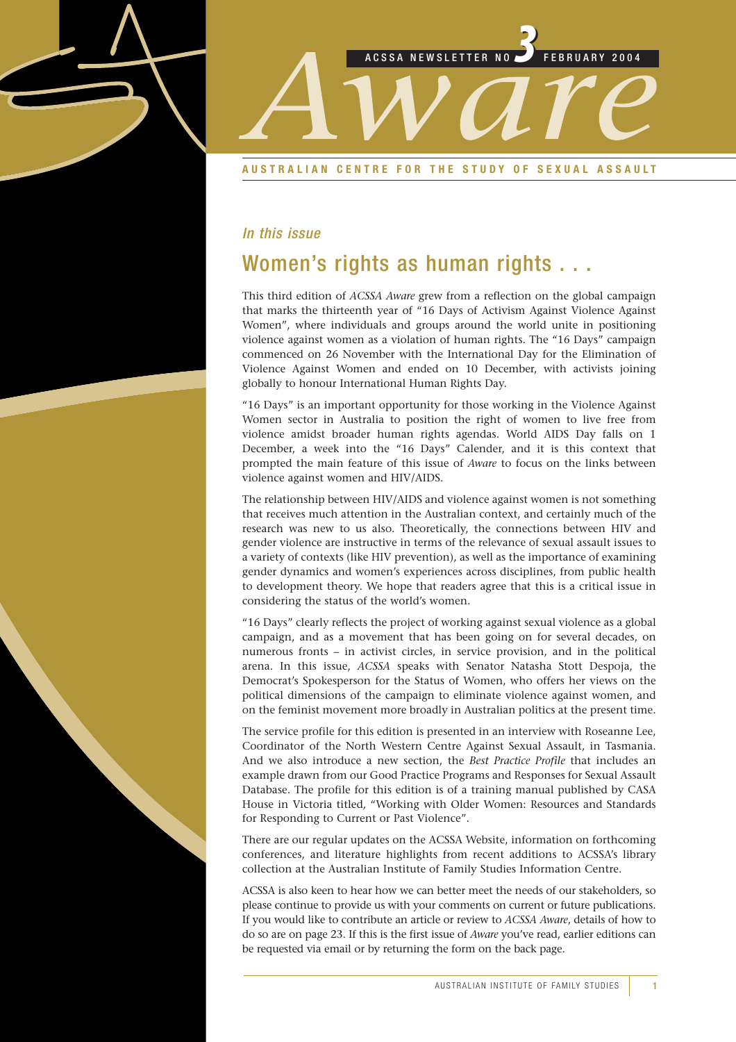ACSSA NEWSLETTER NO 3 FEBRUARY 2004

# Aware

AUSTRALIAN CENTRE FOR THE STUDY OF SEXUAL ASSAULT

*In this issue*

## Women's rights as human rights . . .

This third edition of *ACSSA Aware* grew from a reflection on the global campaign that marks the thirteenth year of "16 Days of Activism Against Violence Against Women", where individuals and groups around the world unite in positioning violence against women as a violation of human rights. The "16 Days" campaign commenced on 26 November with the International Day for the Elimination of Violence Against Women and ended on 10 December, with activists joining globally to honour International Human Rights Day.

"16 Days" is an important opportunity for those working in the Violence Against Women sector in Australia to position the right of women to live free from violence amidst broader human rights agendas. World AIDS Day falls on 1 December, a week into the "16 Days" Calender, and it is this context that prompted the main feature of this issue of *Aware* to focus on the links between violence against women and HIV/AIDS.

The relationship between HIV/AIDS and violence against women is not something that receives much attention in the Australian context, and certainly much of the research was new to us also. Theoretically, the connections between HIV and gender violence are instructive in terms of the relevance of sexual assault issues to a variety of contexts (like HIV prevention), as well as the importance of examining gender dynamics and women's experiences across disciplines, from public health to development theory. We hope that readers agree that this is a critical issue in considering the status of the world's women.

"16 Days" clearly reflects the project of working against sexual violence as a global campaign, and as a movement that has been going on for several decades, on numerous fronts – in activist circles, in service provision, and in the political arena. In this issue, *ACSSA* speaks with Senator Natasha Stott Despoja, the Democrat's Spokesperson for the Status of Women, who offers her views on the political dimensions of the campaign to eliminate violence against women, and on the feminist movement more broadly in Australian politics at the present time.

The service profile for this edition is presented in an interview with Roseanne Lee, Coordinator of the North Western Centre Against Sexual Assault, in Tasmania. And we also introduce a new section, the *Best Practice Profile* that includes an example drawn from our Good Practice Programs and Responses for Sexual Assault Database. The profile for this edition is of a training manual published by CASA House in Victoria titled, "Working with Older Women: Resources and Standards for Responding to Current or Past Violence".

There are our regular updates on the ACSSA Website, information on forthcoming conferences, and literature highlights from recent additions to ACSSA's library collection at the Australian Institute of Family Studies Information Centre.

ACSSA is also keen to hear how we can better meet the needs of our stakeholders, so please continue to provide us with your comments on current or future publications. If you would like to contribute an article or review to *ACSSA Aware*, details of how to do so are on page 23. If this is the first issue of *Aware* you've read, earlier editions can be requested via email or by returning the form on the back page.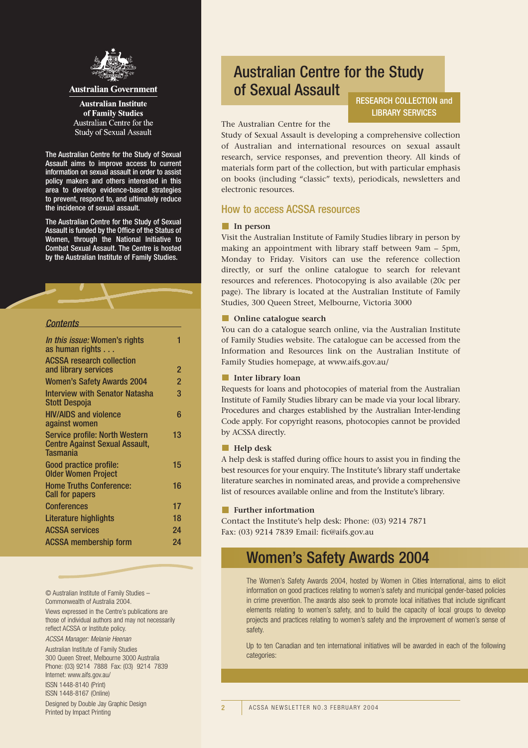Australian Government

Australian Institute of Family Studies

Australian Centre for the Study of Sexual Assault

The Australian Centre for the Study of Sexual Assault aims to improve access to current information on sexual assault in order to assist policy makers and others interested in this area to develop evidence-based strategies to prevent, respond to, and ultimately reduce the incidence of sexual assault.

The Australian Centre for the Study of Sexual Assault is funded by the Office of the Status of Women, through the National Initiative to Combat Sexual Assault. The Centre is hosted by the Australian Institute of Family Studies.

*Contents*

| | |
|---|---|
| *In this issue:* Women's rights as human rights . . . | 1 |
| ACSSA research collection and library services | 2 |
| Women's Safety Awards 2004 | 2 |
| Interview with Senator Natasha Stott Despoja | 3 |
| HIV/AIDS and violence against women | 6 |
| Service profile: North Western Centre Against Sexual Assault, Tasmania | 13 |
| Good practice profile: Older Women Project | 15 |
| Home Truths Conference: Call for papers | 16 |
| Conferences | 17 |
| Literature highlights | 18 |
| ACSSA services | 24 |
| ACSSA membership form | 24 |

© Australian Institute of Family Studies – Commonwealth of Australia 2004.

Views expressed in the Centre's publications are those of individual authors and may not necessarily reflect ACSSA or Institute policy.

*ACSSA Manager: Melanie Heenan*

Australian Institute of Family Studies
300 Queen Street, Melbourne 3000 Australia
Phone: (03) 9214 7888 Fax: (03) 9214 7839
Internet: www.aifs.gov.au/

ISSN 1448-8140 (Print)
ISSN 1448-8167 (Online)

Designed by Double Jay Graphic Design
Printed by Impact Printing

# Australian Centre for the Study of Sexual Assault

## RESEARCH COLLECTION and LIBRARY SERVICES

The Australian Centre for the Study of Sexual Assault is developing a comprehensive collection of Australian and international resources on sexual assault research, service responses, and prevention theory. All kinds of materials form part of the collection, but with particular emphasis on books (including "classic" texts), periodicals, newsletters and electronic resources.

### How to access ACSSA resources

**In person**

Visit the Australian Institute of Family Studies library in person by making an appointment with library staff between 9am – 5pm, Monday to Friday. Visitors can use the reference collection directly, or surf the online catalogue to search for relevant resources and references. Photocopying is also available (20c per page). The library is located at the Australian Institute of Family Studies, 300 Queen Street, Melbourne, Victoria 3000

**Online catalogue search**

You can do a catalogue search online, via the Australian Institute of Family Studies website. The catalogue can be accessed from the Information and Resources link on the Australian Institute of Family Studies homepage, at www.aifs.gov.au/

**Inter library loan**

Requests for loans and photocopies of material from the Australian Institute of Family Studies library can be made via your local library. Procedures and charges established by the Australian Inter-lending Code apply. For copyright reasons, photocopies cannot be provided by ACSSA directly.

**Help desk**

A help desk is staffed during office hours to assist you in finding the best resources for your enquiry. The Institute's library staff undertake literature searches in nominated areas, and provide a comprehensive list of resources available online and from the Institute's library.

**Further informtation**

Contact the Institute's help desk: Phone: (03) 9214 7871
Fax: (03) 9214 7839 Email: fic@aifs.gov.au

# Women's Safety Awards 2004

The Women's Safety Awards 2004, hosted by Women in Cities International, aims to elicit information on good practices relating to women's safety and municipal gender-based policies in crime prevention. The awards also seek to promote local initiatives that include significant elements relating to women's safety, and to build the capacity of local groups to develop projects and practices relating to women's safety and the improvement of women's sense of safety.

Up to ten Canadian and ten international initiatives will be awarded in each of the following categories: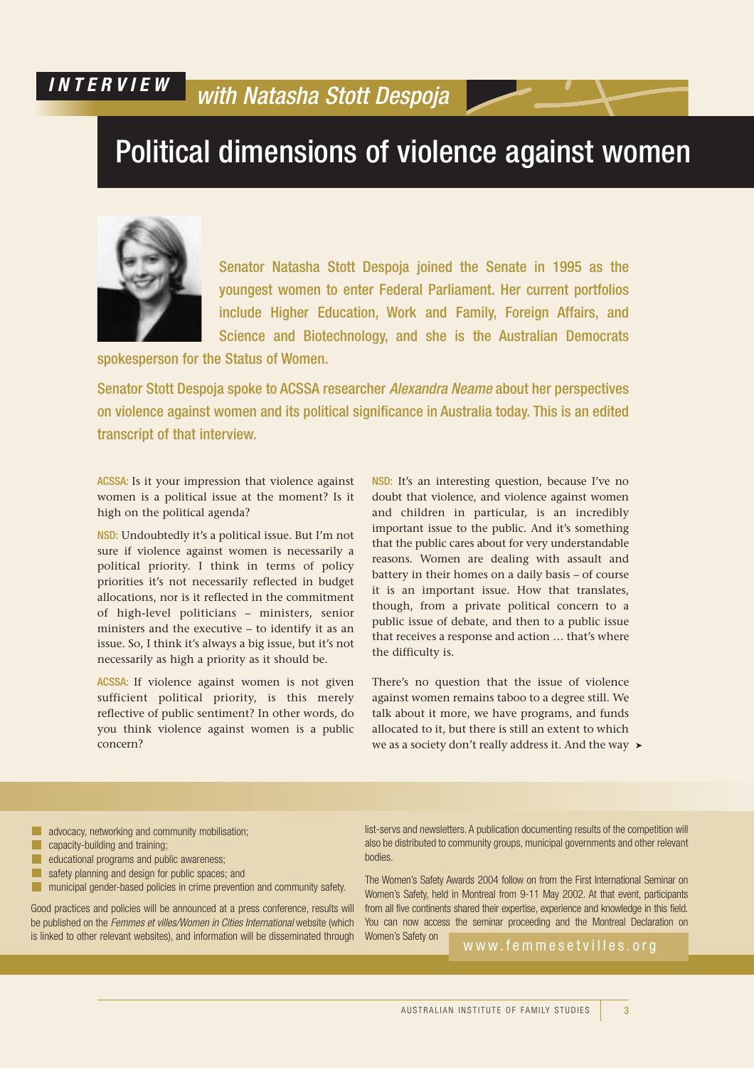*INTERVIEW* *with Natasha Stott Despoja*

# Political dimensions of violence against women

Senator Natasha Stott Despoja joined the Senate in 1995 as the youngest women to enter Federal Parliament. Her current portfolios include Higher Education, Work and Family, Foreign Affairs, and Science and Biotechnology, and she is the Australian Democrats spokesperson for the Status of Women.

Senator Stott Despoja spoke to ACSSA researcher *Alexandra Neame* about her perspectives on violence against women and its political significance in Australia today. This is an edited transcript of that interview.

ACSSA: Is it your impression that violence against women is a political issue at the moment? Is it high on the political agenda?

NSD: Undoubtedly it's a political issue. But I'm not sure if violence against women is necessarily a political priority. I think in terms of policy priorities it's not necessarily reflected in budget allocations, nor is it reflected in the commitment of high-level politicians – ministers, senior ministers and the executive – to identify it as an issue. So, I think it's always a big issue, but it's not necessarily as high a priority as it should be.

ACSSA: If violence against women is not given sufficient political priority, is this merely reflective of public sentiment? In other words, do you think violence against women is a public concern?

NSD: It's an interesting question, because I've no doubt that violence, and violence against women and children in particular, is an incredibly important issue to the public. And it's something that the public cares about for very understandable reasons. Women are dealing with assault and battery in their homes on a daily basis – of course it is an important issue. How that translates, though, from a private political concern to a public issue of debate, and then to a public issue that receives a response and action … that's where the difficulty is.

There's no question that the issue of violence against women remains taboo to a degree still. We talk about it more, we have programs, and funds allocated to it, but there is still an extent to which we as a society don't really address it. And the way ➤

- advocacy, networking and community mobilisation;
- capacity-building and training;
- educational programs and public awareness;
- safety planning and design for public spaces; and
- municipal gender-based policies in crime prevention and community safety.

Good practices and policies will be announced at a press conference, results will be published on the *Femmes et villes/Women in Cities International* website (which is linked to other relevant websites), and information will be disseminated through list-servs and newsletters. A publication documenting results of the competition will also be distributed to community groups, municipal governments and other relevant bodies.

The Women's Safety Awards 2004 follow on from the First International Seminar on Women's Safety, held in Montreal from 9-11 May 2002. At that event, participants from all five continents shared their expertise, experience and knowledge in this field. You can now access the seminar proceeding and the Montreal Declaration on Women's Safety on www.femmesetvilles.org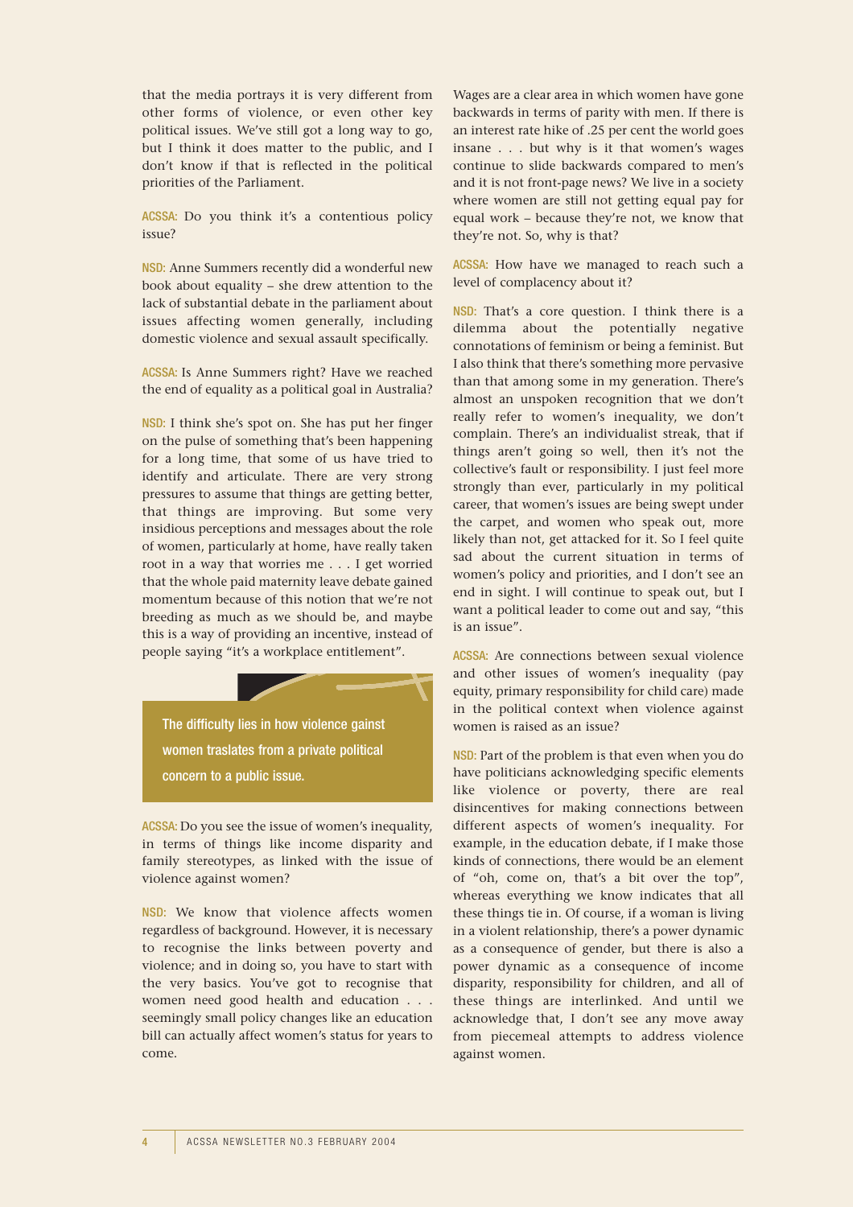that the media portrays it is very different from other forms of violence, or even other key political issues. We've still got a long way to go, but I think it does matter to the public, and I don't know if that is reflected in the political priorities of the Parliament.

**ACSSA:** Do you think it's a contentious policy issue?

**NSD:** Anne Summers recently did a wonderful new book about equality – she drew attention to the lack of substantial debate in the parliament about issues affecting women generally, including domestic violence and sexual assault specifically.

**ACSSA:** Is Anne Summers right? Have we reached the end of equality as a political goal in Australia?

**NSD:** I think she's spot on. She has put her finger on the pulse of something that's been happening for a long time, that some of us have tried to identify and articulate. There are very strong pressures to assume that things are getting better, that things are improving. But some very insidious perceptions and messages about the role of women, particularly at home, have really taken root in a way that worries me . . . I get worried that the whole paid maternity leave debate gained momentum because of this notion that we're not breeding as much as we should be, and maybe this is a way of providing an incentive, instead of people saying "it's a workplace entitlement".

> The difficulty lies in how violence gainst women traslates from a private political concern to a public issue.

**ACSSA:** Do you see the issue of women's inequality, in terms of things like income disparity and family stereotypes, as linked with the issue of violence against women?

**NSD:** We know that violence affects women regardless of background. However, it is necessary to recognise the links between poverty and violence; and in doing so, you have to start with the very basics. You've got to recognise that women need good health and education . . . seemingly small policy changes like an education bill can actually affect women's status for years to come.

Wages are a clear area in which women have gone backwards in terms of parity with men. If there is an interest rate hike of .25 per cent the world goes insane . . . but why is it that women's wages continue to slide backwards compared to men's and it is not front-page news? We live in a society where women are still not getting equal pay for equal work – because they're not, we know that they're not. So, why is that?

**ACSSA:** How have we managed to reach such a level of complacency about it?

**NSD:** That's a core question. I think there is a dilemma about the potentially negative connotations of feminism or being a feminist. But I also think that there's something more pervasive than that among some in my generation. There's almost an unspoken recognition that we don't really refer to women's inequality, we don't complain. There's an individualist streak, that if things aren't going so well, then it's not the collective's fault or responsibility. I just feel more strongly than ever, particularly in my political career, that women's issues are being swept under the carpet, and women who speak out, more likely than not, get attacked for it. So I feel quite sad about the current situation in terms of women's policy and priorities, and I don't see an end in sight. I will continue to speak out, but I want a political leader to come out and say, "this is an issue".

**ACSSA:** Are connections between sexual violence and other issues of women's inequality (pay equity, primary responsibility for child care) made in the political context when violence against women is raised as an issue?

**NSD:** Part of the problem is that even when you do have politicians acknowledging specific elements like violence or poverty, there are real disincentives for making connections between different aspects of women's inequality. For example, in the education debate, if I make those kinds of connections, there would be an element of "oh, come on, that's a bit over the top", whereas everything we know indicates that all these things tie in. Of course, if a woman is living in a violent relationship, there's a power dynamic as a consequence of gender, but there is also a power dynamic as a consequence of income disparity, responsibility for children, and all of these things are interlinked. And until we acknowledge that, I don't see any move away from piecemeal attempts to address violence against women.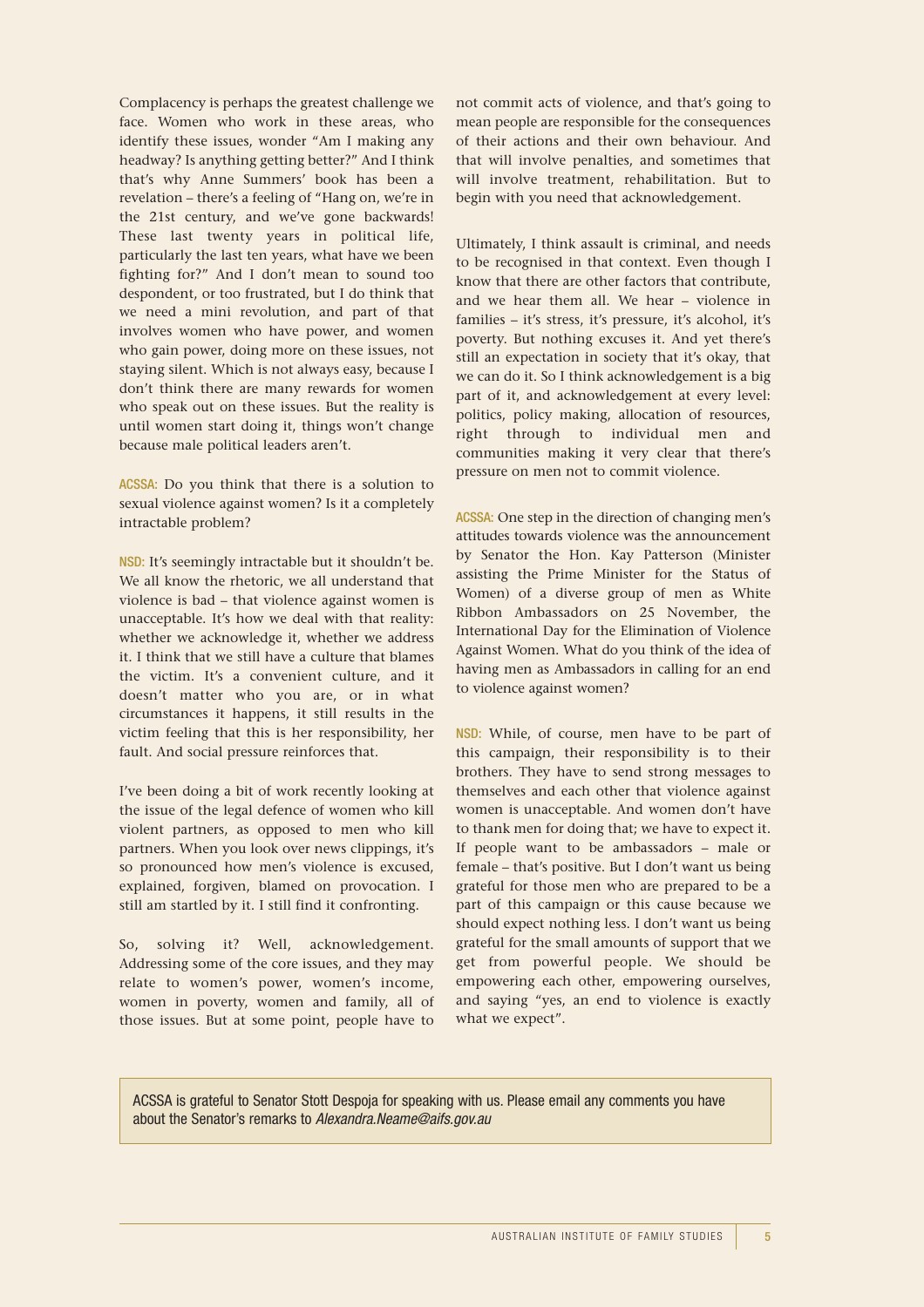Complacency is perhaps the greatest challenge we face. Women who work in these areas, who identify these issues, wonder "Am I making any headway? Is anything getting better?" And I think that's why Anne Summers' book has been a revelation – there's a feeling of "Hang on, we're in the 21st century, and we've gone backwards! These last twenty years in political life, particularly the last ten years, what have we been fighting for?" And I don't mean to sound too despondent, or too frustrated, but I do think that we need a mini revolution, and part of that involves women who have power, and women who gain power, doing more on these issues, not staying silent. Which is not always easy, because I don't think there are many rewards for women who speak out on these issues. But the reality is until women start doing it, things won't change because male political leaders aren't.

**ACSSA:** Do you think that there is a solution to sexual violence against women? Is it a completely intractable problem?

**NSD:** It's seemingly intractable but it shouldn't be. We all know the rhetoric, we all understand that violence is bad – that violence against women is unacceptable. It's how we deal with that reality: whether we acknowledge it, whether we address it. I think that we still have a culture that blames the victim. It's a convenient culture, and it doesn't matter who you are, or in what circumstances it happens, it still results in the victim feeling that this is her responsibility, her fault. And social pressure reinforces that.

I've been doing a bit of work recently looking at the issue of the legal defence of women who kill violent partners, as opposed to men who kill partners. When you look over news clippings, it's so pronounced how men's violence is excused, explained, forgiven, blamed on provocation. I still am startled by it. I still find it confronting.

So, solving it? Well, acknowledgement. Addressing some of the core issues, and they may relate to women's power, women's income, women in poverty, women and family, all of those issues. But at some point, people have to not commit acts of violence, and that's going to mean people are responsible for the consequences of their actions and their own behaviour. And that will involve penalties, and sometimes that will involve treatment, rehabilitation. But to begin with you need that acknowledgement.

Ultimately, I think assault is criminal, and needs to be recognised in that context. Even though I know that there are other factors that contribute, and we hear them all. We hear – violence in families – it's stress, it's pressure, it's alcohol, it's poverty. But nothing excuses it. And yet there's still an expectation in society that it's okay, that we can do it. So I think acknowledgement is a big part of it, and acknowledgement at every level: politics, policy making, allocation of resources, right through to individual men and communities making it very clear that there's pressure on men not to commit violence.

**ACSSA:** One step in the direction of changing men's attitudes towards violence was the announcement by Senator the Hon. Kay Patterson (Minister assisting the Prime Minister for the Status of Women) of a diverse group of men as White Ribbon Ambassadors on 25 November, the International Day for the Elimination of Violence Against Women. What do you think of the idea of having men as Ambassadors in calling for an end to violence against women?

**NSD:** While, of course, men have to be part of this campaign, their responsibility is to their brothers. They have to send strong messages to themselves and each other that violence against women is unacceptable. And women don't have to thank men for doing that; we have to expect it. If people want to be ambassadors – male or female – that's positive. But I don't want us being grateful for those men who are prepared to be a part of this campaign or this cause because we should expect nothing less. I don't want us being grateful for the small amounts of support that we get from powerful people. We should be empowering each other, empowering ourselves, and saying "yes, an end to violence is exactly what we expect".

ACSSA is grateful to Senator Stott Despoja for speaking with us. Please email any comments you have about the Senator's remarks to *Alexandra.Neame@aifs.gov.au*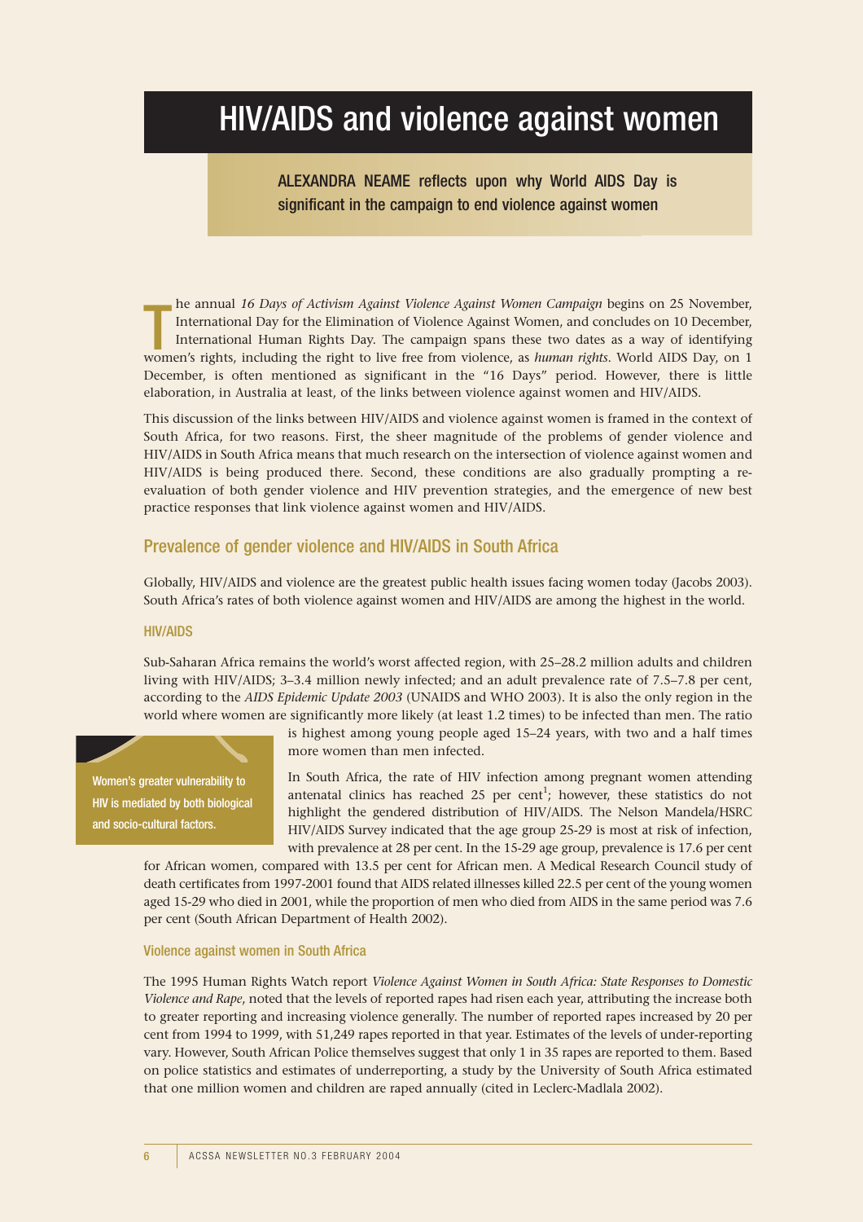# HIV/AIDS and violence against women

**ALEXANDRA NEAME reflects upon why World AIDS Day is significant in the campaign to end violence against women**

The annual *16 Days of Activism Against Violence Against Women Campaign* begins on 25 November, International Day for the Elimination of Violence Against Women, and concludes on 10 December, International Human Rights Day. The campaign spans these two dates as a way of identifying women's rights, including the right to live free from violence, as *human rights*. World AIDS Day, on 1 December, is often mentioned as significant in the "16 Days" period. However, there is little elaboration, in Australia at least, of the links between violence against women and HIV/AIDS.

This discussion of the links between HIV/AIDS and violence against women is framed in the context of South Africa, for two reasons. First, the sheer magnitude of the problems of gender violence and HIV/AIDS in South Africa means that much research on the intersection of violence against women and HIV/AIDS is being produced there. Second, these conditions are also gradually prompting a re-evaluation of both gender violence and HIV prevention strategies, and the emergence of new best practice responses that link violence against women and HIV/AIDS.

## Prevalence of gender violence and HIV/AIDS in South Africa

Globally, HIV/AIDS and violence are the greatest public health issues facing women today (Jacobs 2003). South Africa's rates of both violence against women and HIV/AIDS are among the highest in the world.

### HIV/AIDS

Sub-Saharan Africa remains the world's worst affected region, with 25–28.2 million adults and children living with HIV/AIDS; 3–3.4 million newly infected; and an adult prevalence rate of 7.5–7.8 per cent, according to the *AIDS Epidemic Update 2003* (UNAIDS and WHO 2003). It is also the only region in the world where women are significantly more likely (at least 1.2 times) to be infected than men. The ratio is highest among young people aged 15–24 years, with two and a half times more women than men infected.

**Women's greater vulnerability to HIV is mediated by both biological and socio-cultural factors.**

In South Africa, the rate of HIV infection among pregnant women attending antenatal clinics has reached 25 per cent[1]; however, these statistics do not highlight the gendered distribution of HIV/AIDS. The Nelson Mandela/HSRC HIV/AIDS Survey indicated that the age group 25-29 is most at risk of infection, with prevalence at 28 per cent. In the 15-29 age group, prevalence is 17.6 per cent for African women, compared with 13.5 per cent for African men. A Medical Research Council study of death certificates from 1997-2001 found that AIDS related illnesses killed 22.5 per cent of the young women aged 15-29 who died in 2001, while the proportion of men who died from AIDS in the same period was 7.6 per cent (South African Department of Health 2002).

### Violence against women in South Africa

The 1995 Human Rights Watch report *Violence Against Women in South Africa: State Responses to Domestic Violence and Rape*, noted that the levels of reported rapes had risen each year, attributing the increase both to greater reporting and increasing violence generally. The number of reported rapes increased by 20 per cent from 1994 to 1999, with 51,249 rapes reported in that year. Estimates of the levels of under-reporting vary. However, South African Police themselves suggest that only 1 in 35 rapes are reported to them. Based on police statistics and estimates of underreporting, a study by the University of South Africa estimated that one million women and children are raped annually (cited in Leclerc-Madlala 2002).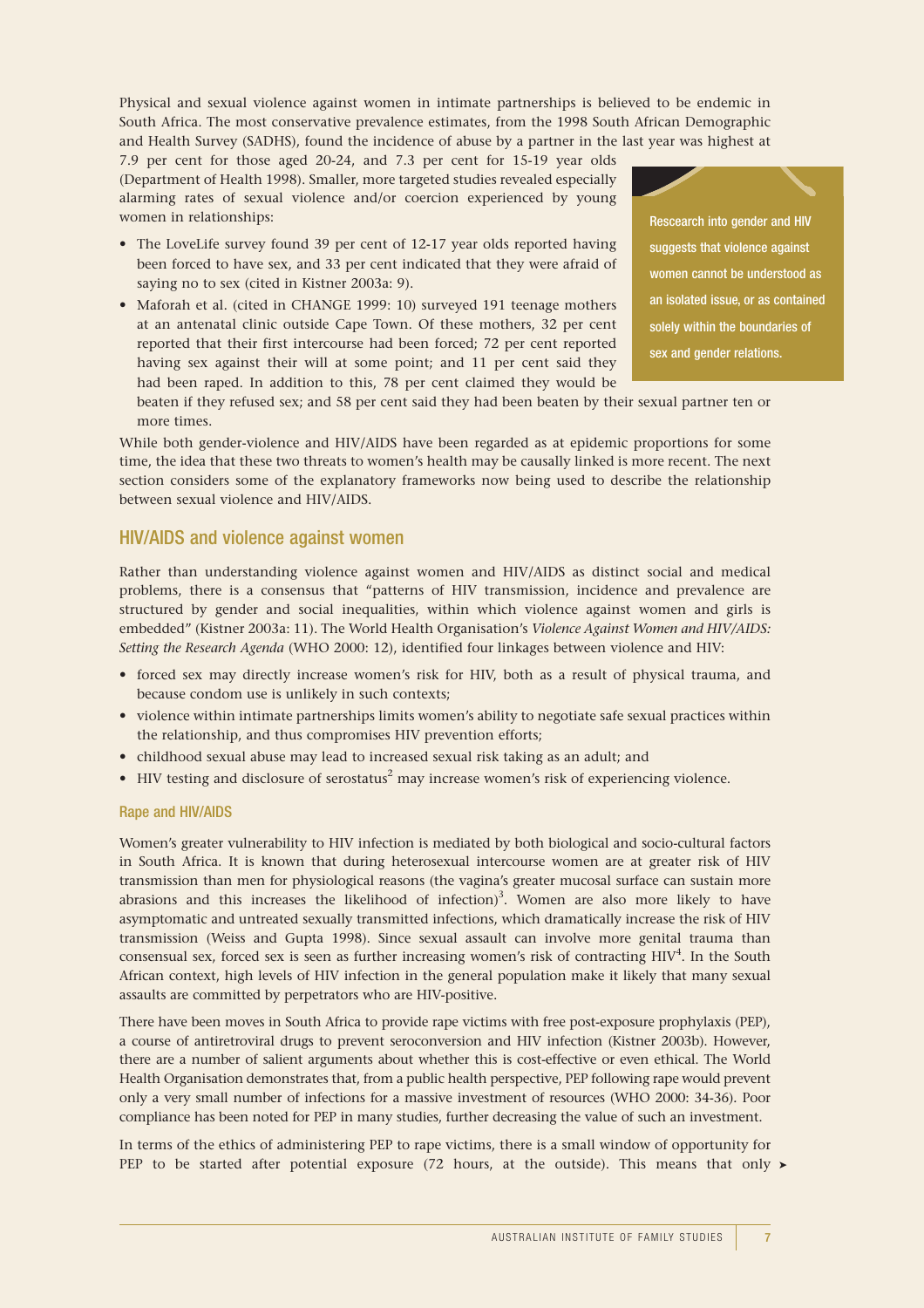Physical and sexual violence against women in intimate partnerships is believed to be endemic in South Africa. The most conservative prevalence estimates, from the 1998 South African Demographic and Health Survey (SADHS), found the incidence of abuse by a partner in the last year was highest at 7.9 per cent for those aged 20-24, and 7.3 per cent for 15-19 year olds (Department of Health 1998). Smaller, more targeted studies revealed especially alarming rates of sexual violence and/or coercion experienced by young women in relationships:

- The LoveLife survey found 39 per cent of 12-17 year olds reported having been forced to have sex, and 33 per cent indicated that they were afraid of saying no to sex (cited in Kistner 2003a: 9).
- Maforah et al. (cited in CHANGE 1999: 10) surveyed 191 teenage mothers at an antenatal clinic outside Cape Town. Of these mothers, 32 per cent reported that their first intercourse had been forced; 72 per cent reported having sex against their will at some point; and 11 per cent said they had been raped. In addition to this, 78 per cent claimed they would be beaten if they refused sex; and 58 per cent said they had been beaten by their sexual partner ten or more times.

> Rescearch into gender and HIV suggests that violence against women cannot be understood as an isolated issue, or as contained solely within the boundaries of sex and gender relations.

While both gender-violence and HIV/AIDS have been regarded as at epidemic proportions for some time, the idea that these two threats to women's health may be causally linked is more recent. The next section considers some of the explanatory frameworks now being used to describe the relationship between sexual violence and HIV/AIDS.

## HIV/AIDS and violence against women

Rather than understanding violence against women and HIV/AIDS as distinct social and medical problems, there is a consensus that "patterns of HIV transmission, incidence and prevalence are structured by gender and social inequalities, within which violence against women and girls is embedded" (Kistner 2003a: 11). The World Health Organisation's *Violence Against Women and HIV/AIDS: Setting the Research Agenda* (WHO 2000: 12), identified four linkages between violence and HIV:

- forced sex may directly increase women's risk for HIV, both as a result of physical trauma, and because condom use is unlikely in such contexts;
- violence within intimate partnerships limits women's ability to negotiate safe sexual practices within the relationship, and thus compromises HIV prevention efforts;
- childhood sexual abuse may lead to increased sexual risk taking as an adult; and
- HIV testing and disclosure of serostatus[2] may increase women's risk of experiencing violence.

### Rape and HIV/AIDS

Women's greater vulnerability to HIV infection is mediated by both biological and socio-cultural factors in South Africa. It is known that during heterosexual intercourse women are at greater risk of HIV transmission than men for physiological reasons (the vagina's greater mucosal surface can sustain more abrasions and this increases the likelihood of infection)[3]. Women are also more likely to have asymptomatic and untreated sexually transmitted infections, which dramatically increase the risk of HIV transmission (Weiss and Gupta 1998). Since sexual assault can involve more genital trauma than consensual sex, forced sex is seen as further increasing women's risk of contracting HIV[4]. In the South African context, high levels of HIV infection in the general population make it likely that many sexual assaults are committed by perpetrators who are HIV-positive.

There have been moves in South Africa to provide rape victims with free post-exposure prophylaxis (PEP), a course of antiretroviral drugs to prevent seroconversion and HIV infection (Kistner 2003b). However, there are a number of salient arguments about whether this is cost-effective or even ethical. The World Health Organisation demonstrates that, from a public health perspective, PEP following rape would prevent only a very small number of infections for a massive investment of resources (WHO 2000: 34-36). Poor compliance has been noted for PEP in many studies, further decreasing the value of such an investment.

In terms of the ethics of administering PEP to rape victims, there is a small window of opportunity for PEP to be started after potential exposure (72 hours, at the outside). This means that only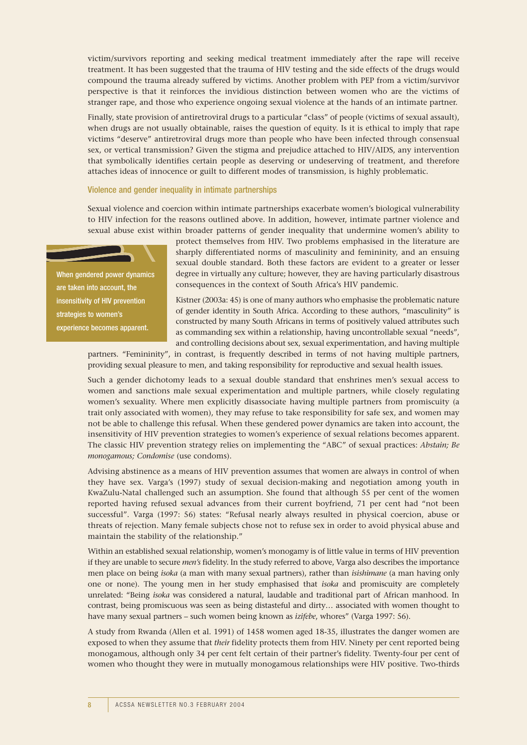victim/survivors reporting and seeking medical treatment immediately after the rape will receive treatment. It has been suggested that the trauma of HIV testing and the side effects of the drugs would compound the trauma already suffered by victims. Another problem with PEP from a victim/survivor perspective is that it reinforces the invidious distinction between women who are the victims of stranger rape, and those who experience ongoing sexual violence at the hands of an intimate partner.

Finally, state provision of antiretroviral drugs to a particular "class" of people (victims of sexual assault), when drugs are not usually obtainable, raises the question of equity. Is it is ethical to imply that rape victims "deserve" antiretroviral drugs more than people who have been infected through consensual sex, or vertical transmission? Given the stigma and prejudice attached to HIV/AIDS, any intervention that symbolically identifies certain people as deserving or undeserving of treatment, and therefore attaches ideas of innocence or guilt to different modes of transmission, is highly problematic.

### Violence and gender inequality in intimate partnerships

Sexual violence and coercion within intimate partnerships exacerbate women's biological vulnerability to HIV infection for the reasons outlined above. In addition, however, intimate partner violence and sexual abuse exist within broader patterns of gender inequality that undermine women's ability to protect themselves from HIV. Two problems emphasised in the literature are sharply differentiated norms of masculinity and femininity, and an ensuing sexual double standard. Both these factors are evident to a greater or lesser degree in virtually any culture; however, they are having particularly disastrous consequences in the context of South Africa's HIV pandemic.

> When gendered power dynamics are taken into account, the insensitivity of HIV prevention strategies to women's experience becomes apparent.

Kistner (2003a: 45) is one of many authors who emphasise the problematic nature of gender identity in South Africa. According to these authors, "masculinity" is constructed by many South Africans in terms of positively valued attributes such as commanding sex within a relationship, having uncontrollable sexual "needs", and controlling decisions about sex, sexual experimentation, and having multiple partners. "Femininity", in contrast, is frequently described in terms of not having multiple partners, providing sexual pleasure to men, and taking responsibility for reproductive and sexual health issues.

Such a gender dichotomy leads to a sexual double standard that enshrines men's sexual access to women and sanctions male sexual experimentation and multiple partners, while closely regulating women's sexuality. Where men explicitly disassociate having multiple partners from promiscuity (a trait only associated with women), they may refuse to take responsibility for safe sex, and women may not be able to challenge this refusal. When these gendered power dynamics are taken into account, the insensitivity of HIV prevention strategies to women's experience of sexual relations becomes apparent. The classic HIV prevention strategy relies on implementing the "ABC" of sexual practices: *Abstain; Be monogamous; Condomise* (use condoms).

Advising abstinence as a means of HIV prevention assumes that women are always in control of when they have sex. Varga's (1997) study of sexual decision-making and negotiation among youth in KwaZulu-Natal challenged such an assumption. She found that although 55 per cent of the women reported having refused sexual advances from their current boyfriend, 71 per cent had "not been successful". Varga (1997: 56) states: "Refusal nearly always resulted in physical coercion, abuse or threats of rejection. Many female subjects chose not to refuse sex in order to avoid physical abuse and maintain the stability of the relationship."

Within an established sexual relationship, women's monogamy is of little value in terms of HIV prevention if they are unable to secure *men's* fidelity. In the study referred to above, Varga also describes the importance men place on being *isoka* (a man with many sexual partners), rather than *isishimane* (a man having only one or none). The young men in her study emphasised that *isoka* and promiscuity are completely unrelated: "Being *isoka* was considered a natural, laudable and traditional part of African manhood. In contrast, being promiscuous was seen as being distasteful and dirty… associated with women thought to have many sexual partners – such women being known as *izifebe*, whores" (Varga 1997: 56).

A study from Rwanda (Allen et al. 1991) of 1458 women aged 18-35, illustrates the danger women are exposed to when they assume that *their* fidelity protects them from HIV. Ninety per cent reported being monogamous, although only 34 per cent felt certain of their partner's fidelity. Twenty-four per cent of women who thought they were in mutually monogamous relationships were HIV positive. Two-thirds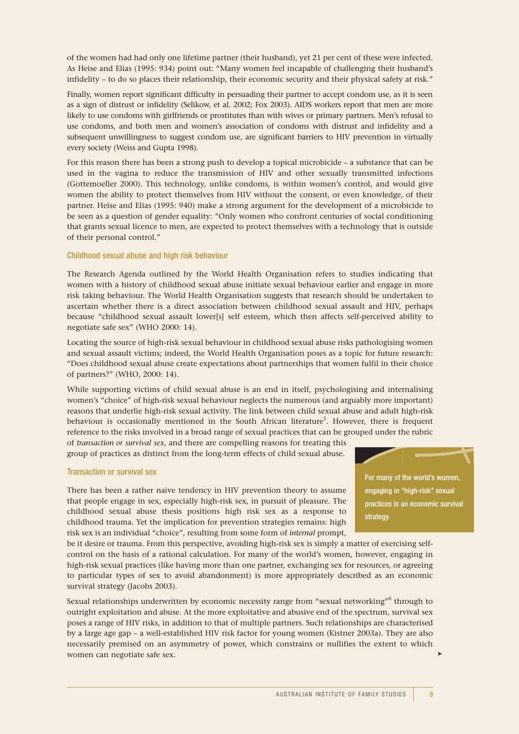of the women had had only one lifetime partner (their husband), yet 21 per cent of these were infected. As Heise and Elias (1995: 934) point out: "Many women feel incapable of challenging their husband's infidelity – to do so places their relationship, their economic security and their physical safety at risk."

Finally, women report significant difficulty in persuading their partner to accept condom use, as it is seen as a sign of distrust or infidelity (Selikow, et al. 2002; Fox 2003). AIDS workers report that men are more likely to use condoms with girlfriends or prostitutes than with wives or primary partners. Men's refusal to use condoms, and both men and women's association of condoms with distrust and infidelity and a subsequent unwillingness to suggest condom use, are significant barriers to HIV prevention in virtually every society (Weiss and Gupta 1998).

For this reason there has been a strong push to develop a topical microbicide – a substance that can be used in the vagina to reduce the transmission of HIV and other sexually transmitted infections (Gottemoeller 2000). This technology, unlike condoms, is within women's control, and would give women the ability to protect themselves from HIV without the consent, or even knowledge, of their partner. Heise and Elias (1995: 940) make a strong argument for the development of a microbicide to be seen as a question of gender equality: "Only women who confront centuries of social conditioning that grants sexual licence to men, are expected to protect themselves with a technology that is outside of their personal control."

### Childhood sexual abuse and high risk behaviour

The Research Agenda outlined by the World Health Organisation refers to studies indicating that women with a history of childhood sexual abuse initiate sexual behaviour earlier and engage in more risk taking behaviour. The World Health Organisation suggests that research should be undertaken to ascertain whether there is a direct association between childhood sexual assault and HIV, perhaps because "childhood sexual assault lower[s] self esteem, which then affects self-perceived ability to negotiate safe sex" (WHO 2000: 14).

Locating the source of high-risk sexual behaviour in childhood sexual abuse risks pathologising women and sexual assault victims; indeed, the World Health Organisation poses as a topic for future research: "Does childhood sexual abuse create expectations about partnerships that women fulfil in their choice of partners?" (WHO, 2000: 14).

While supporting victims of child sexual abuse is an end in itself, psychologising and internalising women's "choice" of high-risk sexual behaviour neglects the numerous (and arguably more important) reasons that underlie high-risk sexual activity. The link between child sexual abuse and adult high-risk behaviour is occasionally mentioned in the South African literature[5]. However, there is frequent reference to the risks involved in a broad range of sexual practices that can be grouped under the rubric of *transaction or survival sex*, and there are compelling reasons for treating this group of practices as distinct from the long-term effects of child sexual abuse.

### Transaction or survival sex

There has been a rather naive tendency in HIV prevention theory to assume that people engage in sex, especially high-risk sex, in pursuit of pleasure. The childhood sexual abuse thesis positions high risk sex as a response to childhood trauma. Yet the implication for prevention strategies remains: high risk sex is an individual "choice", resulting from some form of *internal* prompt, be it desire or trauma. From this perspective, avoiding high-risk sex is simply a matter of exercising self-control on the basis of a rational calculation. For many of the world's women, however, engaging in high-risk sexual practices (like having more than one partner, exchanging sex for resources, or agreeing to particular types of sex to avoid abandonment) is more appropriately described as an economic survival strategy (Jacobs 2003).

> For many of the world's women, engaging in "high-risk" sexual practices is an economic survival strategy.

Sexual relationships underwritten by economic necessity range from "sexual networking"[6] through to outright exploitation and abuse. At the more exploitative and abusive end of the spectrum, survival sex poses a range of HIV risks, in addition to that of multiple partners. Such relationships are characterised by a large age gap – a well-established HIV risk factor for young women (Kistner 2003a). They are also necessarily premised on an asymmetry of power, which constrains or nullifies the extent to which women can negotiate safe sex.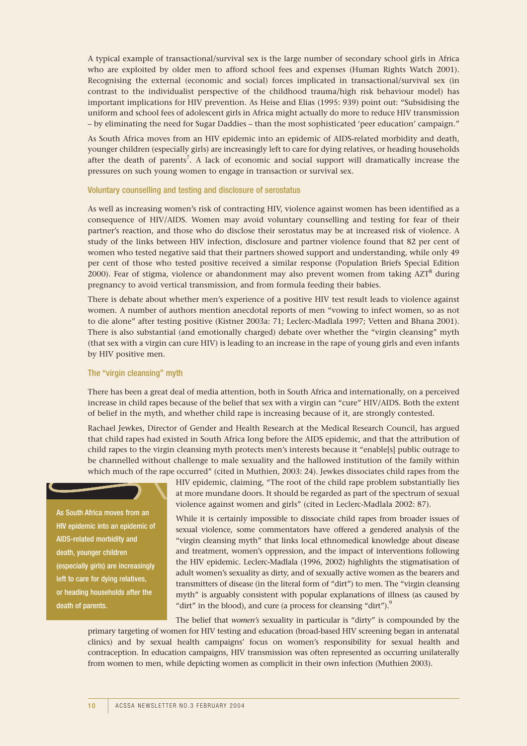A typical example of transactional/survival sex is the large number of secondary school girls in Africa who are exploited by older men to afford school fees and expenses (Human Rights Watch 2001). Recognising the external (economic and social) forces implicated in transactional/survival sex (in contrast to the individualist perspective of the childhood trauma/high risk behaviour model) has important implications for HIV prevention. As Heise and Elias (1995: 939) point out: "Subsidising the uniform and school fees of adolescent girls in Africa might actually do more to reduce HIV transmission – by eliminating the need for Sugar Daddies – than the most sophisticated 'peer education' campaign."

As South Africa moves from an HIV epidemic into an epidemic of AIDS-related morbidity and death, younger children (especially girls) are increasingly left to care for dying relatives, or heading households after the death of parents[7]. A lack of economic and social support will dramatically increase the pressures on such young women to engage in transaction or survival sex.

### Voluntary counselling and testing and disclosure of serostatus

As well as increasing women's risk of contracting HIV, violence against women has been identified as a consequence of HIV/AIDS. Women may avoid voluntary counselling and testing for fear of their partner's reaction, and those who do disclose their serostatus may be at increased risk of violence. A study of the links between HIV infection, disclosure and partner violence found that 82 per cent of women who tested negative said that their partners showed support and understanding, while only 49 per cent of those who tested positive received a similar response (Population Briefs Special Edition 2000). Fear of stigma, violence or abandonment may also prevent women from taking AZT[8] during pregnancy to avoid vertical transmission, and from formula feeding their babies.

There is debate about whether men's experience of a positive HIV test result leads to violence against women. A number of authors mention anecdotal reports of men "vowing to infect women, so as not to die alone" after testing positive (Kistner 2003a: 71; Leclerc-Madlala 1997; Vetten and Bhana 2001). There is also substantial (and emotionally charged) debate over whether the "virgin cleansing" myth (that sex with a virgin can cure HIV) is leading to an increase in the rape of young girls and even infants by HIV positive men.

### The "virgin cleansing" myth

There has been a great deal of media attention, both in South Africa and internationally, on a perceived increase in child rapes because of the belief that sex with a virgin can "cure" HIV/AIDS. Both the extent of belief in the myth, and whether child rape is increasing because of it, are strongly contested.

Rachael Jewkes, Director of Gender and Health Research at the Medical Research Council, has argued that child rapes had existed in South Africa long before the AIDS epidemic, and that the attribution of child rapes to the virgin cleansing myth protects men's interests because it "enable[s] public outrage to be channelled without challenge to male sexuality and the hallowed institution of the family within which much of the rape occurred" (cited in Muthien, 2003: 24). Jewkes dissociates child rapes from the HIV epidemic, claiming, "The root of the child rape problem substantially lies at more mundane doors. It should be regarded as part of the spectrum of sexual violence against women and girls" (cited in Leclerc-Madlala 2002: 87).

> **As South Africa moves from an HIV epidemic into an epidemic of AIDS-related morbidity and death, younger children (especially girls) are increasingly left to care for dying relatives, or heading households after the death of parents.**

While it is certainly impossible to dissociate child rapes from broader issues of sexual violence, some commentators have offered a gendered analysis of the "virgin cleansing myth" that links local ethnomedical knowledge about disease and treatment, women's oppression, and the impact of interventions following the HIV epidemic. Leclerc-Madlala (1996, 2002) highlights the stigmatisation of adult women's sexuality as dirty, and of sexually active women as the bearers and transmitters of disease (in the literal form of "dirt") to men. The "virgin cleansing myth" is arguably consistent with popular explanations of illness (as caused by "dirt" in the blood), and cure (a process for cleansing "dirt").[9]

The belief that *women's* sexuality in particular is "dirty" is compounded by the primary targeting of women for HIV testing and education (broad-based HIV screening began in antenatal clinics) and by sexual health campaigns' focus on women's responsibility for sexual health and contraception. In education campaigns, HIV transmission was often represented as occurring unilaterally from women to men, while depicting women as complicit in their own infection (Muthien 2003).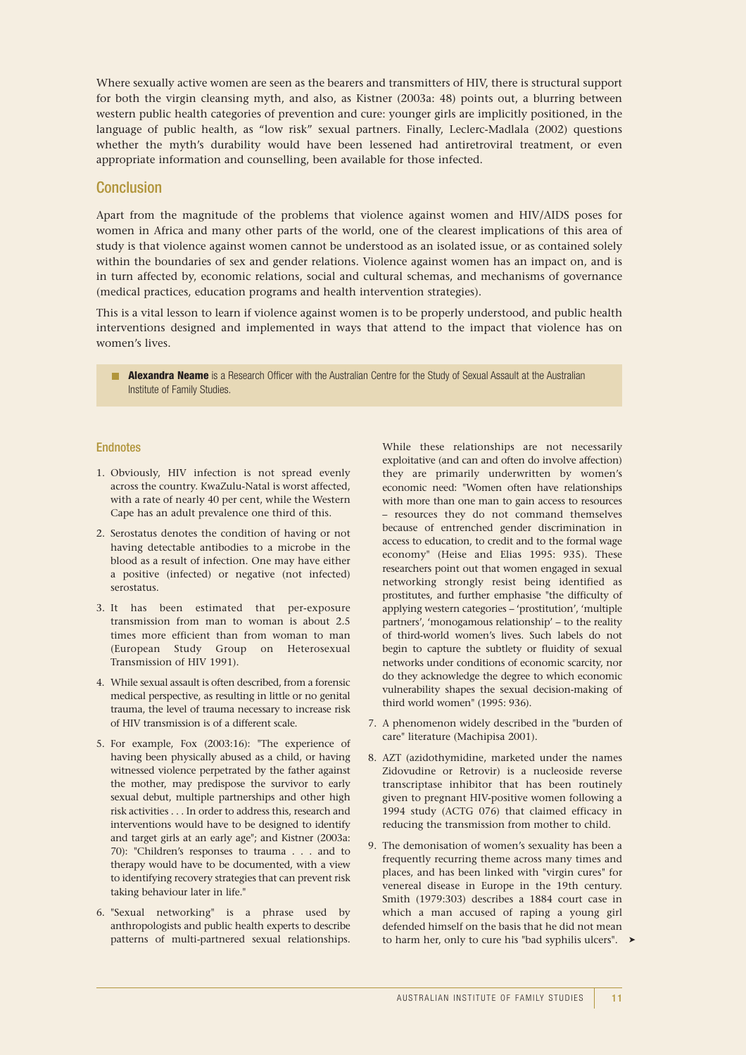Where sexually active women are seen as the bearers and transmitters of HIV, there is structural support for both the virgin cleansing myth, and also, as Kistner (2003a: 48) points out, a blurring between western public health categories of prevention and cure: younger girls are implicitly positioned, in the language of public health, as "low risk" sexual partners. Finally, Leclerc-Madlala (2002) questions whether the myth's durability would have been lessened had antiretroviral treatment, or even appropriate information and counselling, been available for those infected.

## Conclusion

Apart from the magnitude of the problems that violence against women and HIV/AIDS poses for women in Africa and many other parts of the world, one of the clearest implications of this area of study is that violence against women cannot be understood as an isolated issue, or as contained solely within the boundaries of sex and gender relations. Violence against women has an impact on, and is in turn affected by, economic relations, social and cultural schemas, and mechanisms of governance (medical practices, education programs and health intervention strategies).

This is a vital lesson to learn if violence against women is to be properly understood, and public health interventions designed and implemented in ways that attend to the impact that violence has on women's lives.

**Alexandra Neame** is a Research Officer with the Australian Centre for the Study of Sexual Assault at the Australian Institute of Family Studies.

### Endnotes

1. Obviously, HIV infection is not spread evenly across the country. KwaZulu-Natal is worst affected, with a rate of nearly 40 per cent, while the Western Cape has an adult prevalence one third of this.
2. Serostatus denotes the condition of having or not having detectable antibodies to a microbe in the blood as a result of infection. One may have either a positive (infected) or negative (not infected) serostatus.
3. It has been estimated that per-exposure transmission from man to woman is about 2.5 times more efficient than from woman to man (European Study Group on Heterosexual Transmission of HIV 1991).
4. While sexual assault is often described, from a forensic medical perspective, as resulting in little or no genital trauma, the level of trauma necessary to increase risk of HIV transmission is of a different scale.
5. For example, Fox (2003:16): "The experience of having been physically abused as a child, or having witnessed violence perpetrated by the father against the mother, may predispose the survivor to early sexual debut, multiple partnerships and other high risk activities . . . In order to address this, research and interventions would have to be designed to identify and target girls at an early age"; and Kistner (2003a: 70): "Children's responses to trauma . . . and to therapy would have to be documented, with a view to identifying recovery strategies that can prevent risk taking behaviour later in life."
6. "Sexual networking" is a phrase used by anthropologists and public health experts to describe patterns of multi-partnered sexual relationships. While these relationships are not necessarily exploitative (and can and often do involve affection) they are primarily underwritten by women's economic need: "Women often have relationships with more than one man to gain access to resources – resources they do not command themselves because of entrenched gender discrimination in access to education, to credit and to the formal wage economy" (Heise and Elias 1995: 935). These researchers point out that women engaged in sexual networking strongly resist being identified as prostitutes, and further emphasise "the difficulty of applying western categories – 'prostitution', 'multiple partners', 'monogamous relationship' – to the reality of third-world women's lives. Such labels do not begin to capture the subtlety or fluidity of sexual networks under conditions of economic scarcity, nor do they acknowledge the degree to which economic vulnerability shapes the sexual decision-making of third world women" (1995: 936).
7. A phenomenon widely described in the "burden of care" literature (Machipisa 2001).
8. AZT (azidothymidine, marketed under the names Zidovudine or Retrovir) is a nucleoside reverse transcriptase inhibitor that has been routinely given to pregnant HIV-positive women following a 1994 study (ACTG 076) that claimed efficacy in reducing the transmission from mother to child.
9. The demonisation of women's sexuality has been a frequently recurring theme across many times and places, and has been linked with "virgin cures" for venereal disease in Europe in the 19th century. Smith (1979:303) describes a 1884 court case in which a man accused of raping a young girl defended himself on the basis that he did not mean to harm her, only to cure his "bad syphilis ulcers".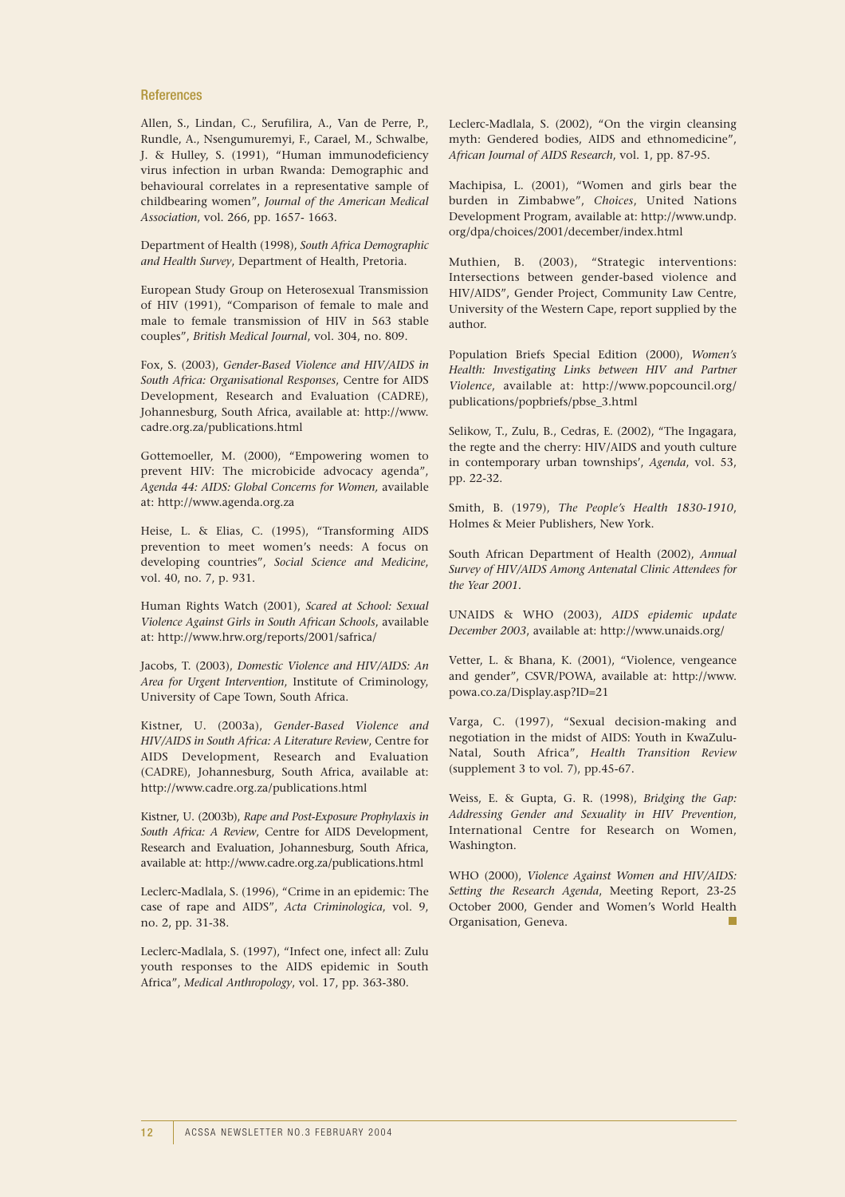## References

Allen, S., Lindan, C., Serufilira, A., Van de Perre, P., Rundle, A., Nsengumuremyi, F., Carael, M., Schwalbe, J. & Hulley, S. (1991), "Human immunodeficiency virus infection in urban Rwanda: Demographic and behavioural correlates in a representative sample of childbearing women", *Journal of the American Medical Association*, vol. 266, pp. 1657- 1663.

Department of Health (1998), *South Africa Demographic and Health Survey*, Department of Health, Pretoria.

European Study Group on Heterosexual Transmission of HIV (1991), "Comparison of female to male and male to female transmission of HIV in 563 stable couples", *British Medical Journal*, vol. 304, no. 809.

Fox, S. (2003), *Gender-Based Violence and HIV/AIDS in South Africa: Organisational Responses*, Centre for AIDS Development, Research and Evaluation (CADRE), Johannesburg, South Africa, available at: http://www.cadre.org.za/publications.html

Gottemoeller, M. (2000), "Empowering women to prevent HIV: The microbicide advocacy agenda", *Agenda 44: AIDS: Global Concerns for Women,* available at: http://www.agenda.org.za

Heise, L. & Elias, C. (1995), "Transforming AIDS prevention to meet women's needs: A focus on developing countries", *Social Science and Medicine*, vol. 40, no. 7, p. 931.

Human Rights Watch (2001), *Scared at School: Sexual Violence Against Girls in South African Schools*, available at: http://www.hrw.org/reports/2001/safrica/

Jacobs, T. (2003), *Domestic Violence and HIV/AIDS: An Area for Urgent Intervention*, Institute of Criminology, University of Cape Town, South Africa.

Kistner, U. (2003a), *Gender-Based Violence and HIV/AIDS in South Africa: A Literature Review*, Centre for AIDS Development, Research and Evaluation (CADRE), Johannesburg, South Africa, available at: http://www.cadre.org.za/publications.html

Kistner, U. (2003b), *Rape and Post-Exposure Prophylaxis in South Africa: A Review*, Centre for AIDS Development, Research and Evaluation, Johannesburg, South Africa, available at: http://www.cadre.org.za/publications.html

Leclerc-Madlala, S. (1996), "Crime in an epidemic: The case of rape and AIDS", *Acta Criminologica*, vol. 9, no. 2, pp. 31-38.

Leclerc-Madlala, S. (1997), "Infect one, infect all: Zulu youth responses to the AIDS epidemic in South Africa", *Medical Anthropology*, vol. 17, pp. 363-380.

Leclerc-Madlala, S. (2002), "On the virgin cleansing myth: Gendered bodies, AIDS and ethnomedicine", *African Journal of AIDS Research*, vol. 1, pp. 87-95.

Machipisa, L. (2001), "Women and girls bear the burden in Zimbabwe", *Choices*, United Nations Development Program, available at: http://www.undp.org/dpa/choices/2001/december/index.html

Muthien, B. (2003), "Strategic interventions: Intersections between gender-based violence and HIV/AIDS", Gender Project, Community Law Centre, University of the Western Cape, report supplied by the author.

Population Briefs Special Edition (2000), *Women's Health: Investigating Links between HIV and Partner Violence*, available at: http://www.popcouncil.org/publications/popbriefs/pbse_3.html

Selikow, T., Zulu, B., Cedras, E. (2002), "The Ingagara, the regte and the cherry: HIV/AIDS and youth culture in contemporary urban townships', *Agenda*, vol. 53, pp. 22-32.

Smith, B. (1979), *The People's Health 1830-1910*, Holmes & Meier Publishers, New York.

South African Department of Health (2002), *Annual Survey of HIV/AIDS Among Antenatal Clinic Attendees for the Year 2001*.

UNAIDS & WHO (2003), *AIDS epidemic update December 2003*, available at: http://www.unaids.org/

Vetter, L. & Bhana, K. (2001), "Violence, vengeance and gender", CSVR/POWA, available at: http://www.powa.co.za/Display.asp?ID=21

Varga, C. (1997), "Sexual decision-making and negotiation in the midst of AIDS: Youth in KwaZulu-Natal, South Africa", *Health Transition Review* (supplement 3 to vol. 7), pp.45-67.

Weiss, E. & Gupta, G. R. (1998), *Bridging the Gap: Addressing Gender and Sexuality in HIV Prevention*, International Centre for Research on Women, Washington.

WHO (2000), *Violence Against Women and HIV/AIDS: Setting the Research Agenda*, Meeting Report, 23-25 October 2000, Gender and Women's World Health Organisation, Geneva.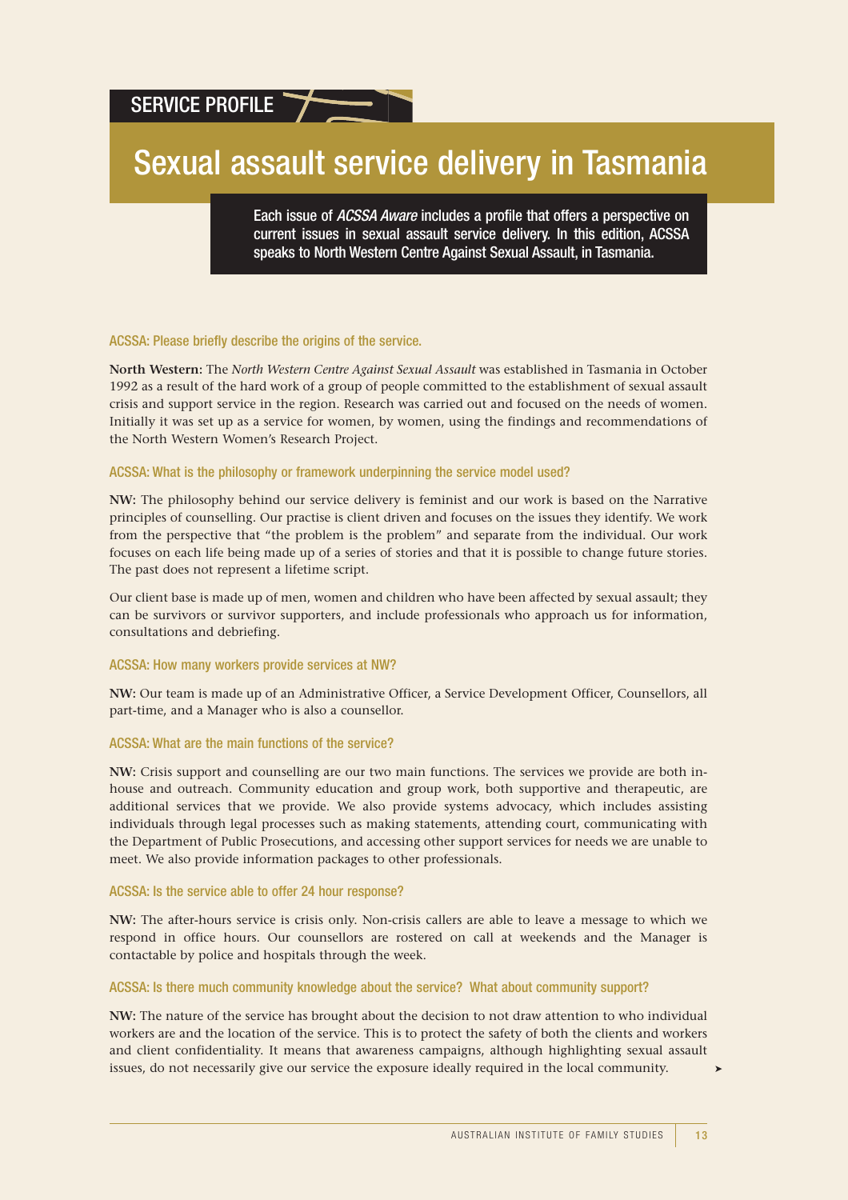SERVICE PROFILE

# Sexual assault service delivery in Tasmania

Each issue of *ACSSA Aware* includes a profile that offers a perspective on current issues in sexual assault service delivery. In this edition, ACSSA speaks to North Western Centre Against Sexual Assault, in Tasmania.

### ACSSA: Please briefly describe the origins of the service.

**North Western:** The *North Western Centre Against Sexual Assault* was established in Tasmania in October 1992 as a result of the hard work of a group of people committed to the establishment of sexual assault crisis and support service in the region. Research was carried out and focused on the needs of women. Initially it was set up as a service for women, by women, using the findings and recommendations of the North Western Women's Research Project.

### ACSSA: What is the philosophy or framework underpinning the service model used?

**NW:** The philosophy behind our service delivery is feminist and our work is based on the Narrative principles of counselling. Our practise is client driven and focuses on the issues they identify. We work from the perspective that "the problem is the problem" and separate from the individual. Our work focuses on each life being made up of a series of stories and that it is possible to change future stories. The past does not represent a lifetime script.

Our client base is made up of men, women and children who have been affected by sexual assault; they can be survivors or survivor supporters, and include professionals who approach us for information, consultations and debriefing.

### ACSSA: How many workers provide services at NW?

**NW:** Our team is made up of an Administrative Officer, a Service Development Officer, Counsellors, all part-time, and a Manager who is also a counsellor.

### ACSSA: What are the main functions of the service?

**NW:** Crisis support and counselling are our two main functions. The services we provide are both in-house and outreach. Community education and group work, both supportive and therapeutic, are additional services that we provide. We also provide systems advocacy, which includes assisting individuals through legal processes such as making statements, attending court, communicating with the Department of Public Prosecutions, and accessing other support services for needs we are unable to meet. We also provide information packages to other professionals.

### ACSSA: Is the service able to offer 24 hour response?

**NW:** The after-hours service is crisis only. Non-crisis callers are able to leave a message to which we respond in office hours. Our counsellors are rostered on call at weekends and the Manager is contactable by police and hospitals through the week.

### ACSSA: Is there much community knowledge about the service? What about community support?

**NW:** The nature of the service has brought about the decision to not draw attention to who individual workers are and the location of the service. This is to protect the safety of both the clients and workers and client confidentiality. It means that awareness campaigns, although highlighting sexual assault issues, do not necessarily give our service the exposure ideally required in the local community.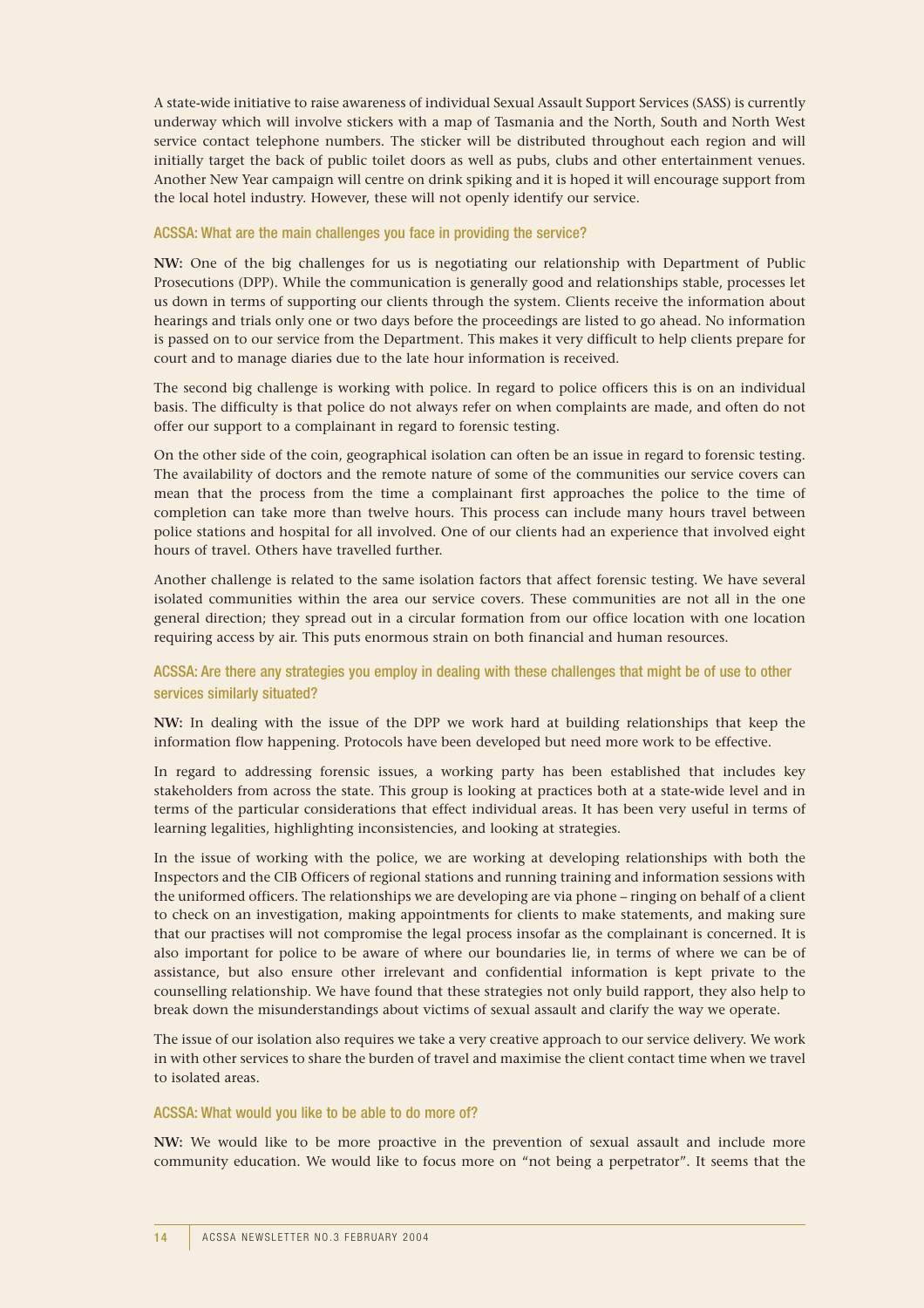A state-wide initiative to raise awareness of individual Sexual Assault Support Services (SASS) is currently underway which will involve stickers with a map of Tasmania and the North, South and North West service contact telephone numbers. The sticker will be distributed throughout each region and will initially target the back of public toilet doors as well as pubs, clubs and other entertainment venues. Another New Year campaign will centre on drink spiking and it is hoped it will encourage support from the local hotel industry. However, these will not openly identify our service.

### ACSSA: What are the main challenges you face in providing the service?

**NW:** One of the big challenges for us is negotiating our relationship with Department of Public Prosecutions (DPP). While the communication is generally good and relationships stable, processes let us down in terms of supporting our clients through the system. Clients receive the information about hearings and trials only one or two days before the proceedings are listed to go ahead. No information is passed on to our service from the Department. This makes it very difficult to help clients prepare for court and to manage diaries due to the late hour information is received.

The second big challenge is working with police. In regard to police officers this is on an individual basis. The difficulty is that police do not always refer on when complaints are made, and often do not offer our support to a complainant in regard to forensic testing.

On the other side of the coin, geographical isolation can often be an issue in regard to forensic testing. The availability of doctors and the remote nature of some of the communities our service covers can mean that the process from the time a complainant first approaches the police to the time of completion can take more than twelve hours. This process can include many hours travel between police stations and hospital for all involved. One of our clients had an experience that involved eight hours of travel. Others have travelled further.

Another challenge is related to the same isolation factors that affect forensic testing. We have several isolated communities within the area our service covers. These communities are not all in the one general direction; they spread out in a circular formation from our office location with one location requiring access by air. This puts enormous strain on both financial and human resources.

### ACSSA: Are there any strategies you employ in dealing with these challenges that might be of use to other services similarly situated?

**NW:** In dealing with the issue of the DPP we work hard at building relationships that keep the information flow happening. Protocols have been developed but need more work to be effective.

In regard to addressing forensic issues, a working party has been established that includes key stakeholders from across the state. This group is looking at practices both at a state-wide level and in terms of the particular considerations that effect individual areas. It has been very useful in terms of learning legalities, highlighting inconsistencies, and looking at strategies.

In the issue of working with the police, we are working at developing relationships with both the Inspectors and the CIB Officers of regional stations and running training and information sessions with the uniformed officers. The relationships we are developing are via phone – ringing on behalf of a client to check on an investigation, making appointments for clients to make statements, and making sure that our practises will not compromise the legal process insofar as the complainant is concerned. It is also important for police to be aware of where our boundaries lie, in terms of where we can be of assistance, but also ensure other irrelevant and confidential information is kept private to the counselling relationship. We have found that these strategies not only build rapport, they also help to break down the misunderstandings about victims of sexual assault and clarify the way we operate.

The issue of our isolation also requires we take a very creative approach to our service delivery. We work in with other services to share the burden of travel and maximise the client contact time when we travel to isolated areas.

### ACSSA: What would you like to be able to do more of?

**NW:** We would like to be more proactive in the prevention of sexual assault and include more community education. We would like to focus more on "not being a perpetrator". It seems that the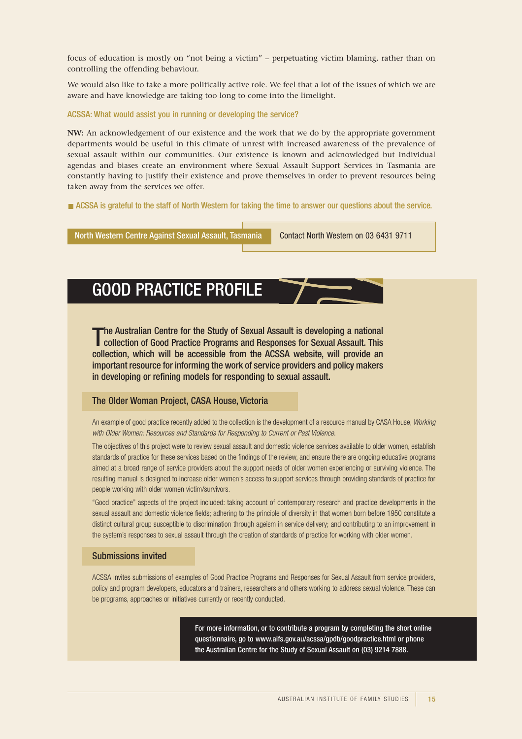focus of education is mostly on "not being a victim" – perpetuating victim blaming, rather than on controlling the offending behaviour.

We would also like to take a more politically active role. We feel that a lot of the issues of which we are aware and have knowledge are taking too long to come into the limelight.

#### ACSSA: What would assist you in running or developing the service?

**NW:** An acknowledgement of our existence and the work that we do by the appropriate government departments would be useful in this climate of unrest with increased awareness of the prevalence of sexual assault within our communities. Our existence is known and acknowledged but individual agendas and biases create an environment where Sexual Assault Support Services in Tasmania are constantly having to justify their existence and prove themselves in order to prevent resources being taken away from the services we offer.

■ ACSSA is grateful to the staff of North Western for taking the time to answer our questions about the service.

North Western Centre Against Sexual Assault, Tasmania

Contact North Western on 03 6431 9711

## GOOD PRACTICE PROFILE

**The Australian Centre for the Study of Sexual Assault is developing a national collection of Good Practice Programs and Responses for Sexual Assault. This collection, which will be accessible from the ACSSA website, will provide an important resource for informing the work of service providers and policy makers in developing or refining models for responding to sexual assault.**

### The Older Woman Project, CASA House, Victoria

An example of good practice recently added to the collection is the development of a resource manual by CASA House, *Working with Older Women: Resources and Standards for Responding to Current or Past Violence.*

The objectives of this project were to review sexual assault and domestic violence services available to older women, establish standards of practice for these services based on the findings of the review, and ensure there are ongoing educative programs aimed at a broad range of service providers about the support needs of older women experiencing or surviving violence. The resulting manual is designed to increase older women's access to support services through providing standards of practice for people working with older women victim/survivors.

"Good practice" aspects of the project included: taking account of contemporary research and practice developments in the sexual assault and domestic violence fields; adhering to the principle of diversity in that women born before 1950 constitute a distinct cultural group susceptible to discrimination through ageism in service delivery; and contributing to an improvement in the system's responses to sexual assault through the creation of standards of practice for working with older women.

### Submissions invited

ACSSA invites submissions of examples of Good Practice Programs and Responses for Sexual Assault from service providers, policy and program developers, educators and trainers, researchers and others working to address sexual violence. These can be programs, approaches or initiatives currently or recently conducted.

**For more information, or to contribute a program by completing the short online questionnaire, go to www.aifs.gov.au/acssa/gpdb/goodpractice.html or phone the Australian Centre for the Study of Sexual Assault on (03) 9214 7888.**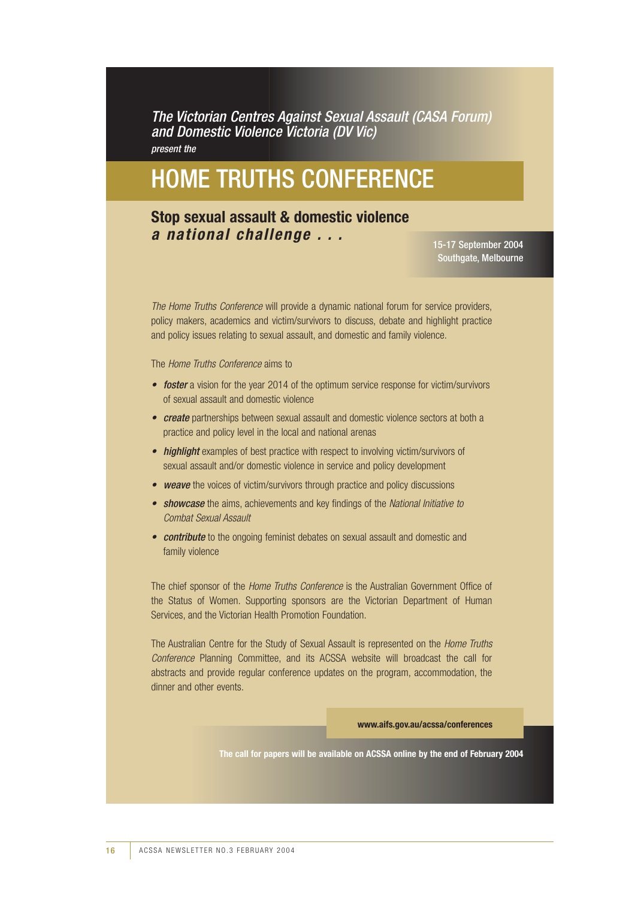*The Victorian Centres Against Sexual Assault (CASA Forum) and Domestic Violence Victoria (DV Vic)*

*present the*

# HOME TRUTHS CONFERENCE

## Stop sexual assault & domestic violence *a national challenge . . .*

15-17 September 2004
Southgate, Melbourne

*The Home Truths Conference* will provide a dynamic national forum for service providers, policy makers, academics and victim/survivors to discuss, debate and highlight practice and policy issues relating to sexual assault, and domestic and family violence.

The *Home Truths Conference* aims to

- ***foster*** a vision for the year 2014 of the optimum service response for victim/survivors of sexual assault and domestic violence
- ***create*** partnerships between sexual assault and domestic violence sectors at both a practice and policy level in the local and national arenas
- ***highlight*** examples of best practice with respect to involving victim/survivors of sexual assault and/or domestic violence in service and policy development
- ***weave*** the voices of victim/survivors through practice and policy discussions
- ***showcase*** the aims, achievements and key findings of the *National Initiative to Combat Sexual Assault*
- ***contribute*** to the ongoing feminist debates on sexual assault and domestic and family violence

The chief sponsor of the *Home Truths Conference* is the Australian Government Office of the Status of Women. Supporting sponsors are the Victorian Department of Human Services, and the Victorian Health Promotion Foundation.

The Australian Centre for the Study of Sexual Assault is represented on the *Home Truths Conference* Planning Committee, and its ACSSA website will broadcast the call for abstracts and provide regular conference updates on the program, accommodation, the dinner and other events.

**www.aifs.gov.au/acssa/conferences**

**The call for papers will be available on ACSSA online by the end of February 2004**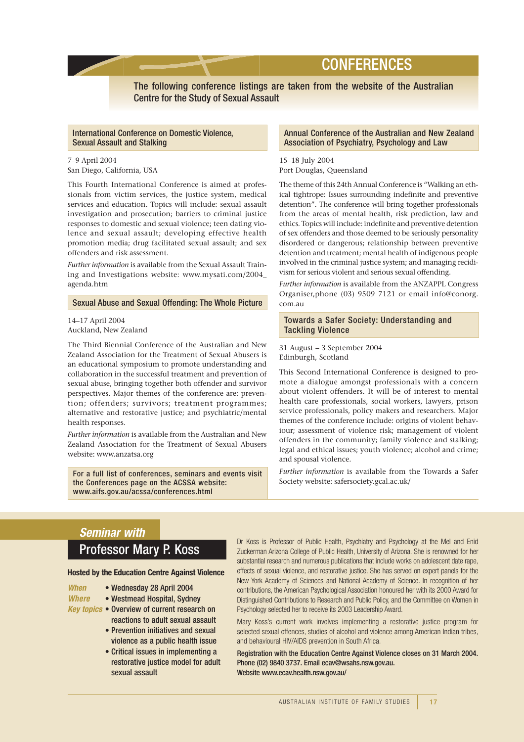# CONFERENCES

**The following conference listings are taken from the website of the Australian Centre for the Study of Sexual Assault**

### International Conference on Domestic Violence, Sexual Assault and Stalking

7–9 April 2004
San Diego, California, USA

This Fourth International Conference is aimed at professionals from victim services, the justice system, medical services and education. Topics will include: sexual assault investigation and prosecution; barriers to criminal justice responses to domestic and sexual violence; teen dating violence and sexual assault; developing effective health promotion media; drug facilitated sexual assault; and sex offenders and risk assessment.

*Further information* is available from the Sexual Assault Training and Investigations website: www.mysati.com/2004_agenda.htm

### Sexual Abuse and Sexual Offending: The Whole Picture

14–17 April 2004
Auckland, New Zealand

The Third Biennial Conference of the Australian and New Zealand Association for the Treatment of Sexual Abusers is an educational symposium to promote understanding and collaboration in the successful treatment and prevention of sexual abuse, bringing together both offender and survivor perspectives. Major themes of the conference are: prevention; offenders; survivors; treatment programmes; alternative and restorative justice; and psychiatric/mental health responses.

*Further information* is available from the Australian and New Zealand Association for the Treatment of Sexual Abusers website: www.anzatsa.org

**For a full list of conferences, seminars and events visit the Conferences page on the ACSSA website: www.aifs.gov.au/acssa/conferences.html**

### Annual Conference of the Australian and New Zealand Association of Psychiatry, Psychology and Law

15–18 July 2004
Port Douglas, Queensland

The theme of this 24th Annual Conference is "Walking an ethical tightrope: Issues surrounding indefinite and preventive detention". The conference will bring together professionals from the areas of mental health, risk prediction, law and ethics. Topics will include: indefinite and preventive detention of sex offenders and those deemed to be seriously personality disordered or dangerous; relationship between preventive detention and treatment; mental health of indigenous people involved in the criminal justice system; and managing recidivism for serious violent and serious sexual offending.

*Further information* is available from the ANZAPPL Congress Organiser,phone (03) 9509 7121 or email info@conorg.com.au

### Towards a Safer Society: Understanding and Tackling Violence

31 August – 3 September 2004
Edinburgh, Scotland

This Second International Conference is designed to promote a dialogue amongst professionals with a concern about violent offenders. It will be of interest to mental health care professionals, social workers, lawyers, prison service professionals, policy makers and researchers. Major themes of the conference include: origins of violent behaviour; assessment of violence risk; management of violent offenders in the community; family violence and stalking; legal and ethical issues; youth violence; alcohol and crime; and spousal violence.

*Further information* is available from the Towards a Safer Society website: safersociety.gcal.ac.uk/

## *Seminar with* Professor Mary P. Koss

**Hosted by the Education Centre Against Violence**

***When*** • Wednesday 28 April 2004

***Where*** • Westmead Hospital, Sydney

***Key topics***
- Overview of current research on reactions to adult sexual assault
- Prevention initiatives and sexual violence as a public health issue
- Critical issues in implementing a restorative justice model for adult sexual assault

Dr Koss is Professor of Public Health, Psychiatry and Psychology at the Mel and Enid Zuckerman Arizona College of Public Health, University of Arizona. She is renowned for her substantial research and numerous publications that include works on adolescent date rape, effects of sexual violence, and restorative justice. She has served on expert panels for the New York Academy of Sciences and National Academy of Science. In recognition of her contributions, the American Psychological Association honoured her with its 2000 Award for Distinguished Contributions to Research and Public Policy, and the Committee on Women in Psychology selected her to receive its 2003 Leadership Award.

Mary Koss's current work involves implementing a restorative justice program for selected sexual offences, studies of alcohol and violence among American Indian tribes, and behavioural HIV/AIDS prevention in South Africa.

**Registration with the Education Centre Against Violence closes on 31 March 2004. Phone (02) 9840 3737. Email ecav@wsahs.nsw.gov.au. Website www.ecav.health.nsw.gov.au/**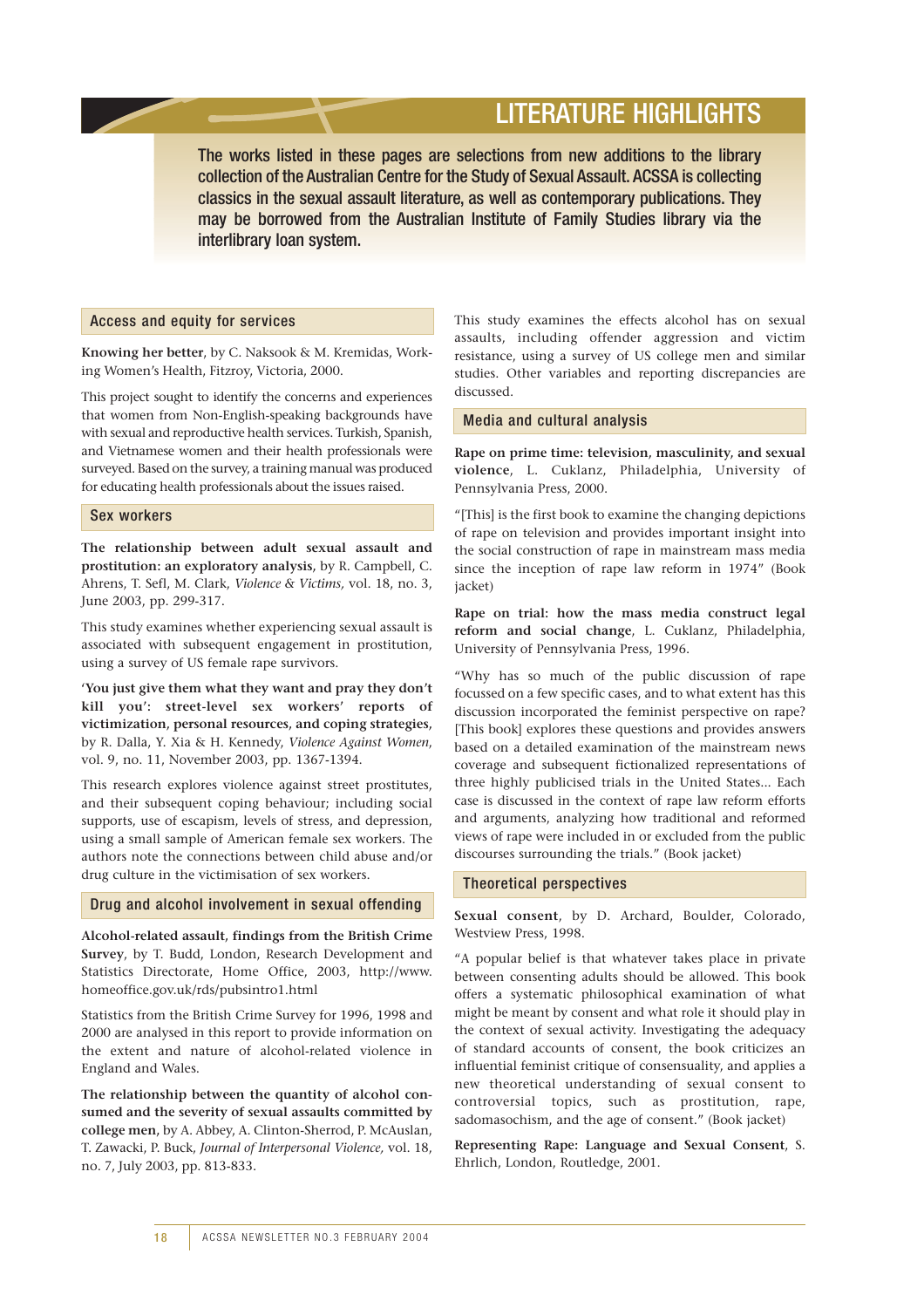# LITERATURE HIGHLIGHTS

**The works listed in these pages are selections from new additions to the library collection of the Australian Centre for the Study of Sexual Assault. ACSSA is collecting classics in the sexual assault literature, as well as contemporary publications. They may be borrowed from the Australian Institute of Family Studies library via the interlibrary loan system.**

## Access and equity for services

**Knowing her better**, by C. Naksook & M. Kremidas, Working Women's Health, Fitzroy, Victoria, 2000.

This project sought to identify the concerns and experiences that women from Non-English-speaking backgrounds have with sexual and reproductive health services. Turkish, Spanish, and Vietnamese women and their health professionals were surveyed. Based on the survey, a training manual was produced for educating health professionals about the issues raised.

## Sex workers

**The relationship between adult sexual assault and prostitution: an exploratory analysis**, by R. Campbell, C. Ahrens, T. Sefl, M. Clark, *Violence & Victims*, vol. 18, no. 3, June 2003, pp. 299-317.

This study examines whether experiencing sexual assault is associated with subsequent engagement in prostitution, using a survey of US female rape survivors.

**'You just give them what they want and pray they don't kill you': street-level sex workers' reports of victimization, personal resources, and coping strategies**, by R. Dalla, Y. Xia & H. Kennedy, *Violence Against Women*, vol. 9, no. 11, November 2003, pp. 1367-1394.

This research explores violence against street prostitutes, and their subsequent coping behaviour; including social supports, use of escapism, levels of stress, and depression, using a small sample of American female sex workers. The authors note the connections between child abuse and/or drug culture in the victimisation of sex workers.

## Drug and alcohol involvement in sexual offending

**Alcohol-related assault, findings from the British Crime Survey**, by T. Budd, London, Research Development and Statistics Directorate, Home Office, 2003, http://www.homeoffice.gov.uk/rds/pubsintro1.html

Statistics from the British Crime Survey for 1996, 1998 and 2000 are analysed in this report to provide information on the extent and nature of alcohol-related violence in England and Wales.

**The relationship between the quantity of alcohol consumed and the severity of sexual assaults committed by college men**, by A. Abbey, A. Clinton-Sherrod, P. McAuslan, T. Zawacki, P. Buck, *Journal of Interpersonal Violence*, vol. 18, no. 7, July 2003, pp. 813-833.

This study examines the effects alcohol has on sexual assaults, including offender aggression and victim resistance, using a survey of US college men and similar studies. Other variables and reporting discrepancies are discussed.

## Media and cultural analysis

**Rape on prime time: television, masculinity, and sexual violence**, L. Cuklanz, Philadelphia, University of Pennsylvania Press, 2000.

"[This] is the first book to examine the changing depictions of rape on television and provides important insight into the social construction of rape in mainstream mass media since the inception of rape law reform in 1974" (Book jacket)

**Rape on trial: how the mass media construct legal reform and social change**, L. Cuklanz, Philadelphia, University of Pennsylvania Press, 1996.

"Why has so much of the public discussion of rape focussed on a few specific cases, and to what extent has this discussion incorporated the feminist perspective on rape? [This book] explores these questions and provides answers based on a detailed examination of the mainstream news coverage and subsequent fictionalized representations of three highly publicised trials in the United States... Each case is discussed in the context of rape law reform efforts and arguments, analyzing how traditional and reformed views of rape were included in or excluded from the public discourses surrounding the trials." (Book jacket)

## Theoretical perspectives

**Sexual consent**, by D. Archard, Boulder, Colorado, Westview Press, 1998.

"A popular belief is that whatever takes place in private between consenting adults should be allowed. This book offers a systematic philosophical examination of what might be meant by consent and what role it should play in the context of sexual activity. Investigating the adequacy of standard accounts of consent, the book criticizes an influential feminist critique of consensuality, and applies a new theoretical understanding of sexual consent to controversial topics, such as prostitution, rape, sadomasochism, and the age of consent." (Book jacket)

**Representing Rape: Language and Sexual Consent**, S. Ehrlich, London, Routledge, 2001.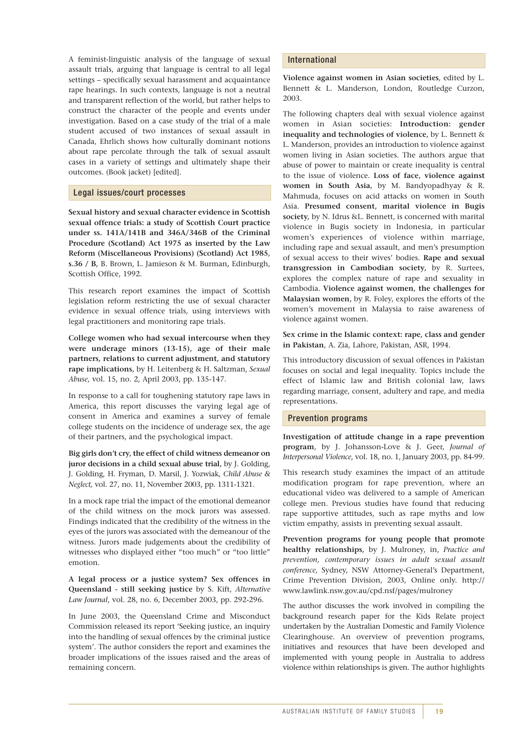A feminist-linguistic analysis of the language of sexual assault trials, arguing that language is central to all legal settings – specifically sexual harassment and acquaintance rape hearings. In such contexts, language is not a neutral and transparent reflection of the world, but rather helps to construct the character of the people and events under investigation. Based on a case study of the trial of a male student accused of two instances of sexual assault in Canada, Ehrlich shows how culturally dominant notions about rape percolate through the talk of sexual assault cases in a variety of settings and ultimately shape their outcomes. (Book jacket) [edited].

## Legal issues/court processes

**Sexual history and sexual character evidence in Scottish sexual offence trials: a study of Scottish Court practice under ss. 141A/141B and 346A/346B of the Criminal Procedure (Scotland) Act 1975 as inserted by the Law Reform (Miscellaneous Provisions) (Scotland) Act 1985, s.36 / B,** B. Brown, L. Jamieson & M. Burman, Edinburgh, Scottish Office, 1992.

This research report examines the impact of Scottish legislation reform restricting the use of sexual character evidence in sexual offence trials, using interviews with legal practitioners and monitoring rape trials.

**College women who had sexual intercourse when they were underage minors (13-15), age of their male partners, relations to current adjustment, and statutory rape implications**, by H. Leitenberg & H. Saltzman, *Sexual Abuse,* vol. 15, no. 2, April 2003, pp. 135-147.

In response to a call for toughening statutory rape laws in America, this report discusses the varying legal age of consent in America and examines a survey of female college students on the incidence of underage sex, the age of their partners, and the psychological impact.

**Big girls don't cry, the effect of child witness demeanor on juror decisions in a child sexual abuse trial**, by J. Golding, J. Golding, H. Fryman, D. Marsil, J. Yozwiak, *Child Abuse & Neglect,* vol. 27, no. 11, November 2003, pp. 1311-1321.

In a mock rape trial the impact of the emotional demeanor of the child witness on the mock jurors was assessed. Findings indicated that the credibility of the witness in the eyes of the jurors was associated with the demeanour of the witness. Jurors made judgements about the credibility of witnesses who displayed either "too much" or "too little" emotion.

**A legal process or a justice system? Sex offences in Queensland - still seeking justice** by S. Kift, *Alternative Law Journal*, vol. 28, no. 6, December 2003, pp. 292-296.

In June 2003, the Queensland Crime and Misconduct Commission released its report 'Seeking justice, an inquiry into the handling of sexual offences by the criminal justice system'. The author considers the report and examines the broader implications of the issues raised and the areas of remaining concern.

## International

**Violence against women in Asian societies**, edited by L. Bennett & L. Manderson, London, Routledge Curzon, 2003.

The following chapters deal with sexual violence against women in Asian societies: **Introduction: gender inequality and technologies of violence**, by L. Bennett & L. Manderson, provides an introduction to violence against women living in Asian societies. The authors argue that abuse of power to maintain or create inequality is central to the issue of violence. **Loss of face, violence against women in South Asia**, by M. Bandyopadhyay & R. Mahmuda, focuses on acid attacks on women in South Asia. **Presumed consent, marital violence in Bugis society**, by N. Idrus &L. Bennett, is concerned with marital violence in Bugis society in Indonesia, in particular women's experiences of violence within marriage, including rape and sexual assault, and men's presumption of sexual access to their wives' bodies. **Rape and sexual transgression in Cambodian society**, by R. Surtees, explores the complex nature of rape and sexuality in Cambodia. **Violence against women, the challenges for Malaysian women**, by R. Foley, explores the efforts of the women's movement in Malaysia to raise awareness of violence against women.

**Sex crime in the Islamic context: rape, class and gender in Pakistan**, A. Zia, Lahore, Pakistan, ASR, 1994.

This introductory discussion of sexual offences in Pakistan focuses on social and legal inequality. Topics include the effect of Islamic law and British colonial law, laws regarding marriage, consent, adultery and rape, and media representations.

## Prevention programs

**Investigation of attitude change in a rape prevention program**, by J. Johansson-Love & J. Geer, *Journal of Interpersonal Violence,* vol. 18, no. 1, January 2003, pp. 84-99.

This research study examines the impact of an attitude modification program for rape prevention, where an educational video was delivered to a sample of American college men. Previous studies have found that reducing rape supportive attitudes, such as rape myths and low victim empathy, assists in preventing sexual assault.

**Prevention programs for young people that promote healthy relationships**, by J. Mulroney, in, *Practice and prevention, contemporary issues in adult sexual assault conference,* Sydney, NSW Attorney-General's Department, Crime Prevention Division, 2003, Online only. http://www.lawlink.nsw.gov.au/cpd.nsf/pages/mulroney

The author discusses the work involved in compiling the background research paper for the Kids Relate project undertaken by the Australian Domestic and Family Violence Clearinghouse. An overview of prevention programs, initiatives and resources that have been developed and implemented with young people in Australia to address violence within relationships is given. The author highlights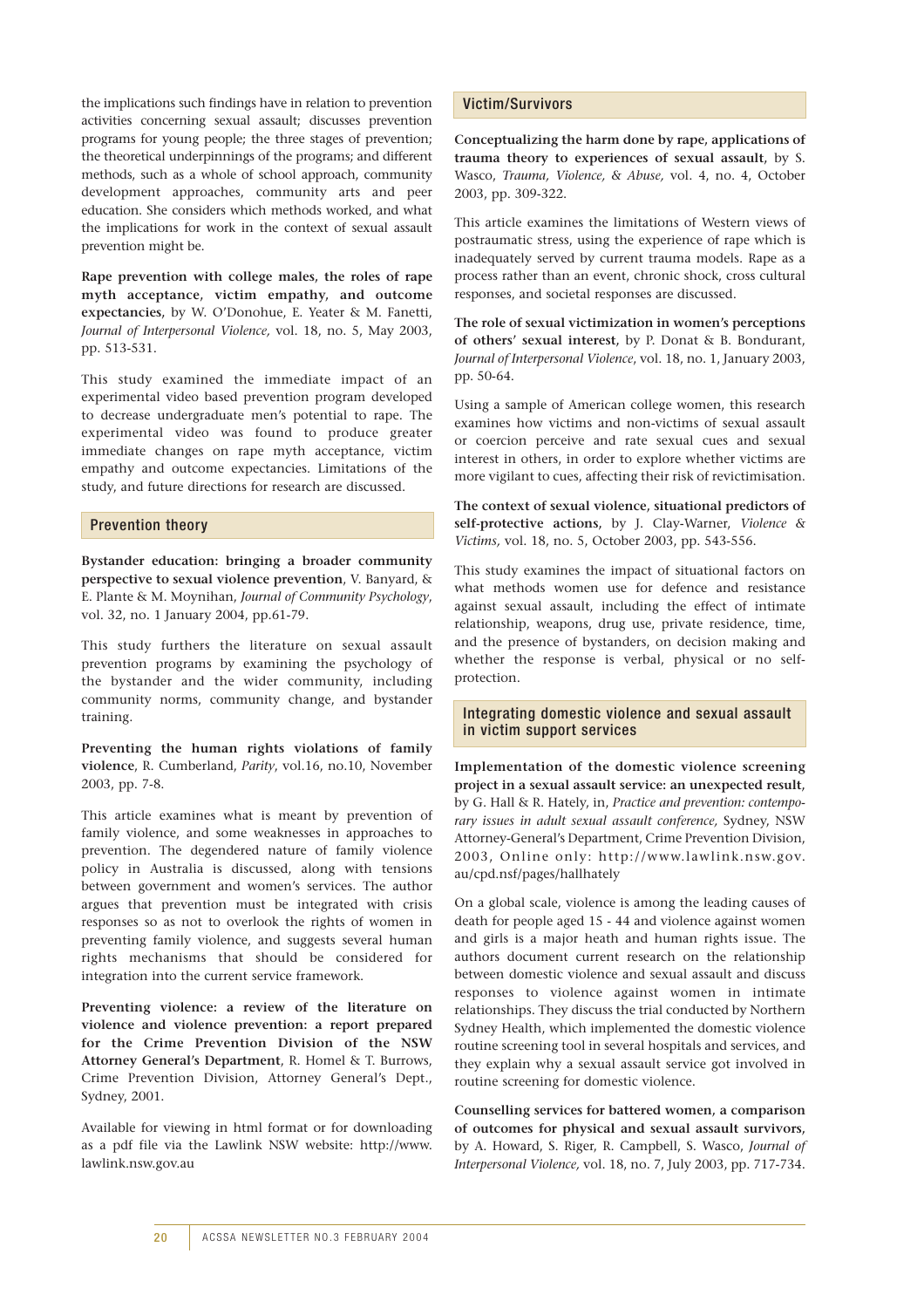the implications such findings have in relation to prevention activities concerning sexual assault; discusses prevention programs for young people; the three stages of prevention; the theoretical underpinnings of the programs; and different methods, such as a whole of school approach, community development approaches, community arts and peer education. She considers which methods worked, and what the implications for work in the context of sexual assault prevention might be.

**Rape prevention with college males, the roles of rape myth acceptance, victim empathy, and outcome expectancies**, by W. O'Donohue, E. Yeater & M. Fanetti, *Journal of Interpersonal Violence*, vol. 18, no. 5, May 2003, pp. 513-531.

This study examined the immediate impact of an experimental video based prevention program developed to decrease undergraduate men's potential to rape. The experimental video was found to produce greater immediate changes on rape myth acceptance, victim empathy and outcome expectancies. Limitations of the study, and future directions for research are discussed.

## Prevention theory

**Bystander education: bringing a broader community perspective to sexual violence prevention**, V. Banyard, & E. Plante & M. Moynihan, *Journal of Community Psychology*, vol. 32, no. 1 January 2004, pp.61-79.

This study furthers the literature on sexual assault prevention programs by examining the psychology of the bystander and the wider community, including community norms, community change, and bystander training.

**Preventing the human rights violations of family violence**, R. Cumberland, *Parity*, vol.16, no.10, November 2003, pp. 7-8.

This article examines what is meant by prevention of family violence, and some weaknesses in approaches to prevention. The degendered nature of family violence policy in Australia is discussed, along with tensions between government and women's services. The author argues that prevention must be integrated with crisis responses so as not to overlook the rights of women in preventing family violence, and suggests several human rights mechanisms that should be considered for integration into the current service framework.

**Preventing violence: a review of the literature on violence and violence prevention: a report prepared for the Crime Prevention Division of the NSW Attorney General's Department**, R. Homel & T. Burrows, Crime Prevention Division, Attorney General's Dept., Sydney, 2001.

Available for viewing in html format or for downloading as a pdf file via the Lawlink NSW website: http://www.lawlink.nsw.gov.au

## Victim/Survivors

**Conceptualizing the harm done by rape, applications of trauma theory to experiences of sexual assault**, by S. Wasco, *Trauma, Violence, & Abuse*, vol. 4, no. 4, October 2003, pp. 309-322.

This article examines the limitations of Western views of postraumatic stress, using the experience of rape which is inadequately served by current trauma models. Rape as a process rather than an event, chronic shock, cross cultural responses, and societal responses are discussed.

**The role of sexual victimization in women's perceptions of others' sexual interest**, by P. Donat & B. Bondurant, *Journal of Interpersonal Violence*, vol. 18, no. 1, January 2003, pp. 50-64.

Using a sample of American college women, this research examines how victims and non-victims of sexual assault or coercion perceive and rate sexual cues and sexual interest in others, in order to explore whether victims are more vigilant to cues, affecting their risk of revictimisation.

**The context of sexual violence, situational predictors of self-protective actions**, by J. Clay-Warner, *Violence & Victims*, vol. 18, no. 5, October 2003, pp. 543-556.

This study examines the impact of situational factors on what methods women use for defence and resistance against sexual assault, including the effect of intimate relationship, weapons, drug use, private residence, time, and the presence of bystanders, on decision making and whether the response is verbal, physical or no self-protection.

## Integrating domestic violence and sexual assault in victim support services

**Implementation of the domestic violence screening project in a sexual assault service: an unexpected result**, by G. Hall & R. Hately, in, *Practice and prevention: contemporary issues in adult sexual assault conference*, Sydney, NSW Attorney-General's Department, Crime Prevention Division, 2003, Online only: http://www.lawlink.nsw.gov.au/cpd.nsf/pages/hallhately

On a global scale, violence is among the leading causes of death for people aged 15 - 44 and violence against women and girls is a major heath and human rights issue. The authors document current research on the relationship between domestic violence and sexual assault and discuss responses to violence against women in intimate relationships. They discuss the trial conducted by Northern Sydney Health, which implemented the domestic violence routine screening tool in several hospitals and services, and they explain why a sexual assault service got involved in routine screening for domestic violence.

**Counselling services for battered women, a comparison of outcomes for physical and sexual assault survivors**, by A. Howard, S. Riger, R. Campbell, S. Wasco, *Journal of Interpersonal Violence*, vol. 18, no. 7, July 2003, pp. 717-734.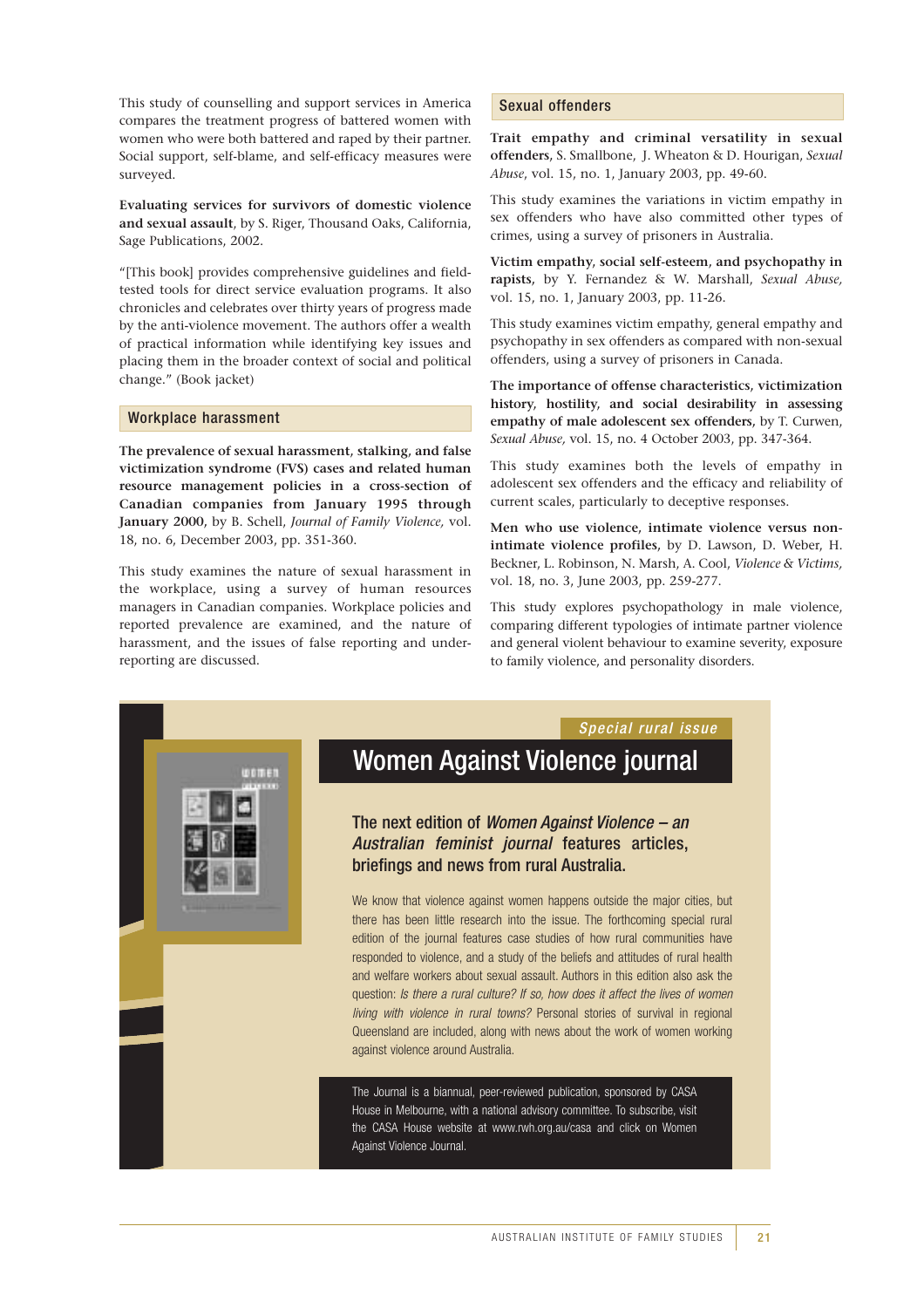This study of counselling and support services in America compares the treatment progress of battered women with women who were both battered and raped by their partner. Social support, self-blame, and self-efficacy measures were surveyed.

**Evaluating services for survivors of domestic violence and sexual assault**, by S. Riger, Thousand Oaks, California, Sage Publications, 2002.

"[This book] provides comprehensive guidelines and field-tested tools for direct service evaluation programs. It also chronicles and celebrates over thirty years of progress made by the anti-violence movement. The authors offer a wealth of practical information while identifying key issues and placing them in the broader context of social and political change." (Book jacket)

## Workplace harassment

**The prevalence of sexual harassment, stalking, and false victimization syndrome (FVS) cases and related human resource management policies in a cross-section of Canadian companies from January 1995 through January 2000,** by B. Schell, *Journal of Family Violence,* vol. 18, no. 6, December 2003, pp. 351-360.

This study examines the nature of sexual harassment in the workplace, using a survey of human resources managers in Canadian companies. Workplace policies and reported prevalence are examined, and the nature of harassment, and the issues of false reporting and under-reporting are discussed.

## Sexual offenders

**Trait empathy and criminal versatility in sexual offenders,** S. Smallbone, J. Wheaton & D. Hourigan, *Sexual Abuse*, vol. 15, no. 1, January 2003, pp. 49-60.

This study examines the variations in victim empathy in sex offenders who have also committed other types of crimes, using a survey of prisoners in Australia.

**Victim empathy, social self-esteem, and psychopathy in rapists,** by Y. Fernandez & W. Marshall, *Sexual Abuse,* vol. 15, no. 1, January 2003, pp. 11-26.

This study examines victim empathy, general empathy and psychopathy in sex offenders as compared with non-sexual offenders, using a survey of prisoners in Canada.

**The importance of offense characteristics, victimization history, hostility, and social desirability in assessing empathy of male adolescent sex offenders,** by T. Curwen, *Sexual Abuse,* vol. 15, no. 4 October 2003, pp. 347-364.

This study examines both the levels of empathy in adolescent sex offenders and the efficacy and reliability of current scales, particularly to deceptive responses.

**Men who use violence, intimate violence versus non-intimate violence profiles,** by D. Lawson, D. Weber, H. Beckner, L. Robinson, N. Marsh, A. Cool, *Violence & Victims,* vol. 18, no. 3, June 2003, pp. 259-277.

This study explores psychopathology in male violence, comparing different typologies of intimate partner violence and general violent behaviour to examine severity, exposure to family violence, and personality disorders.

*Special rural issue*

## Women Against Violence journal

### The next edition of *Women Against Violence – an Australian feminist journal* features articles, briefings and news from rural Australia.

We know that violence against women happens outside the major cities, but there has been little research into the issue. The forthcoming special rural edition of the journal features case studies of how rural communities have responded to violence, and a study of the beliefs and attitudes of rural health and welfare workers about sexual assault. Authors in this edition also ask the question: *Is there a rural culture? If so, how does it affect the lives of women living with violence in rural towns?* Personal stories of survival in regional Queensland are included, along with news about the work of women working against violence around Australia.

The Journal is a biannual, peer-reviewed publication, sponsored by CASA House in Melbourne, with a national advisory committee. To subscribe, visit the CASA House website at www.rwh.org.au/casa and click on Women Against Violence Journal.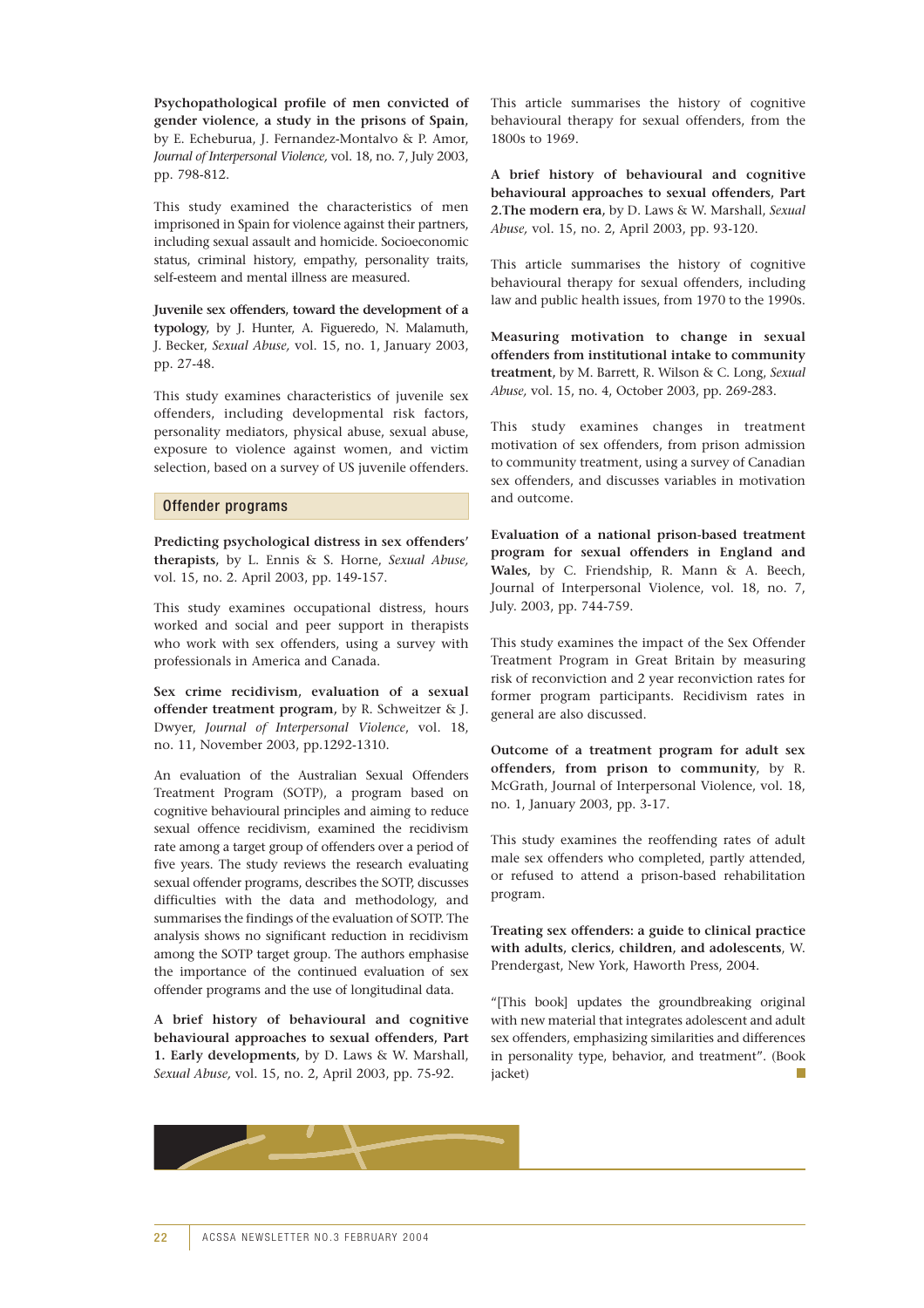**Psychopathological profile of men convicted of gender violence, a study in the prisons of Spain**, by E. Echeburua, J. Fernandez-Montalvo & P. Amor, *Journal of Interpersonal Violence,* vol. 18, no. 7, July 2003, pp. 798-812.

This study examined the characteristics of men imprisoned in Spain for violence against their partners, including sexual assault and homicide. Socioeconomic status, criminal history, empathy, personality traits, self-esteem and mental illness are measured.

**Juvenile sex offenders, toward the development of a typology**, by J. Hunter, A. Figueredo, N. Malamuth, J. Becker, *Sexual Abuse,* vol. 15, no. 1, January 2003, pp. 27-48.

This study examines characteristics of juvenile sex offenders, including developmental risk factors, personality mediators, physical abuse, sexual abuse, exposure to violence against women, and victim selection, based on a survey of US juvenile offenders.

## Offender programs

**Predicting psychological distress in sex offenders' therapists**, by L. Ennis & S. Horne, *Sexual Abuse,* vol. 15, no. 2. April 2003, pp. 149-157.

This study examines occupational distress, hours worked and social and peer support in therapists who work with sex offenders, using a survey with professionals in America and Canada.

**Sex crime recidivism, evaluation of a sexual offender treatment program**, by R. Schweitzer & J. Dwyer, *Journal of Interpersonal Violence*, vol. 18, no. 11, November 2003, pp.1292-1310.

An evaluation of the Australian Sexual Offenders Treatment Program (SOTP), a program based on cognitive behavioural principles and aiming to reduce sexual offence recidivism, examined the recidivism rate among a target group of offenders over a period of five years. The study reviews the research evaluating sexual offender programs, describes the SOTP, discusses difficulties with the data and methodology, and summarises the findings of the evaluation of SOTP. The analysis shows no significant reduction in recidivism among the SOTP target group. The authors emphasise the importance of the continued evaluation of sex offender programs and the use of longitudinal data.

**A brief history of behavioural and cognitive behavioural approaches to sexual offenders, Part 1. Early developments,** by D. Laws & W. Marshall, *Sexual Abuse,* vol. 15, no. 2, April 2003, pp. 75-92.

This article summarises the history of cognitive behavioural therapy for sexual offenders, from the 1800s to 1969.

**A brief history of behavioural and cognitive behavioural approaches to sexual offenders, Part 2.The modern era**, by D. Laws & W. Marshall, *Sexual Abuse,* vol. 15, no. 2, April 2003, pp. 93-120.

This article summarises the history of cognitive behavioural therapy for sexual offenders, including law and public health issues, from 1970 to the 1990s.

**Measuring motivation to change in sexual offenders from institutional intake to community treatment**, by M. Barrett, R. Wilson & C. Long, *Sexual Abuse,* vol. 15, no. 4, October 2003, pp. 269-283.

This study examines changes in treatment motivation of sex offenders, from prison admission to community treatment, using a survey of Canadian sex offenders, and discusses variables in motivation and outcome.

**Evaluation of a national prison-based treatment program for sexual offenders in England and Wales,** by C. Friendship, R. Mann & A. Beech, Journal of Interpersonal Violence, vol. 18, no. 7, July. 2003, pp. 744-759.

This study examines the impact of the Sex Offender Treatment Program in Great Britain by measuring risk of reconviction and 2 year reconviction rates for former program participants. Recidivism rates in general are also discussed.

**Outcome of a treatment program for adult sex offenders, from prison to community,** by R. McGrath, Journal of Interpersonal Violence, vol. 18, no. 1, January 2003, pp. 3-17.

This study examines the reoffending rates of adult male sex offenders who completed, partly attended, or refused to attend a prison-based rehabilitation program.

**Treating sex offenders: a guide to clinical practice with adults, clerics, children, and adolescents**, W. Prendergast, New York, Haworth Press, 2004.

"[This book] updates the groundbreaking original with new material that integrates adolescent and adult sex offenders, emphasizing similarities and differences in personality type, behavior, and treatment". (Book jacket)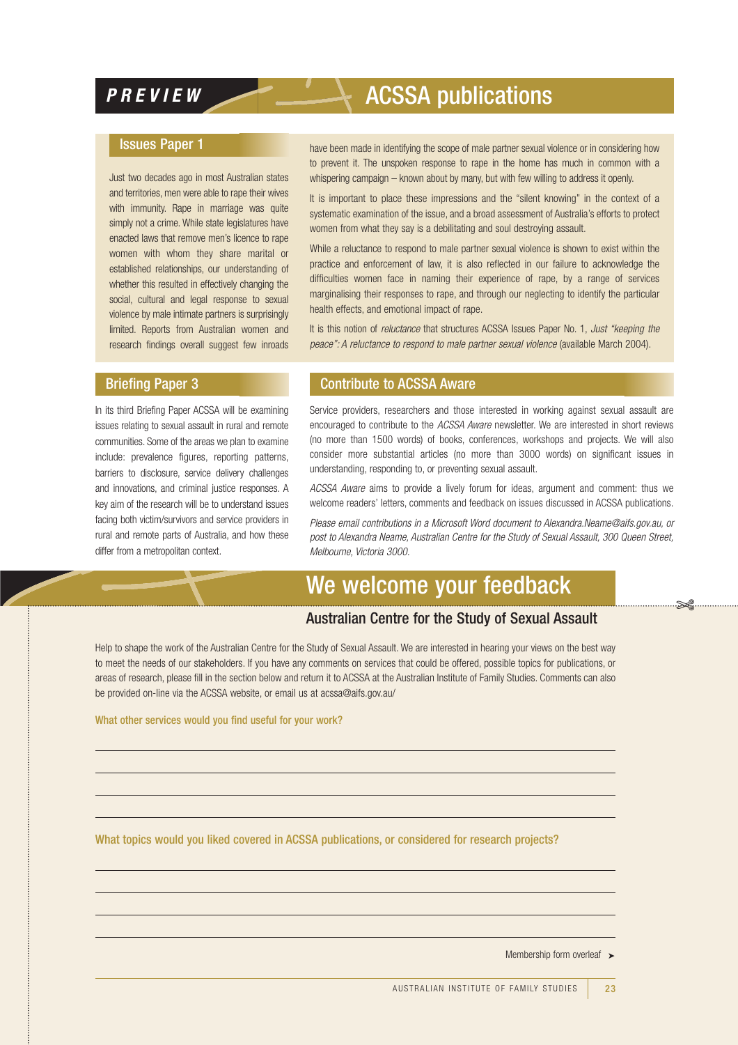# *PREVIEW* ACSSA publications

## Issues Paper 1

Just two decades ago in most Australian states and territories, men were able to rape their wives with immunity. Rape in marriage was quite simply not a crime. While state legislatures have enacted laws that remove men's licence to rape women with whom they share marital or established relationships, our understanding of whether this resulted in effectively changing the social, cultural and legal response to sexual violence by male intimate partners is surprisingly limited. Reports from Australian women and research findings overall suggest few inroads have been made in identifying the scope of male partner sexual violence or in considering how to prevent it. The unspoken response to rape in the home has much in common with a whispering campaign – known about by many, but with few willing to address it openly.

It is important to place these impressions and the "silent knowing" in the context of a systematic examination of the issue, and a broad assessment of Australia's efforts to protect women from what they say is a debilitating and soul destroying assault.

While a reluctance to respond to male partner sexual violence is shown to exist within the practice and enforcement of law, it is also reflected in our failure to acknowledge the difficulties women face in naming their experience of rape, by a range of services marginalising their responses to rape, and through our neglecting to identify the particular health effects, and emotional impact of rape.

It is this notion of *reluctance* that structures ACSSA Issues Paper No. 1, *Just "keeping the peace": A reluctance to respond to male partner sexual violence* (available March 2004).

## Briefing Paper 3

In its third Briefing Paper ACSSA will be examining issues relating to sexual assault in rural and remote communities. Some of the areas we plan to examine include: prevalence figures, reporting patterns, barriers to disclosure, service delivery challenges and innovations, and criminal justice responses. A key aim of the research will be to understand issues facing both victim/survivors and service providers in rural and remote parts of Australia, and how these differ from a metropolitan context.

## Contribute to ACSSA Aware

Service providers, researchers and those interested in working against sexual assault are encouraged to contribute to the *ACSSA Aware* newsletter. We are interested in short reviews (no more than 1500 words) of books, conferences, workshops and projects. We will also consider more substantial articles (no more than 3000 words) on significant issues in understanding, responding to, or preventing sexual assault.

*ACSSA Aware* aims to provide a lively forum for ideas, argument and comment: thus we welcome readers' letters, comments and feedback on issues discussed in ACSSA publications.

*Please email contributions in a Microsoft Word document to Alexandra.Neame@aifs.gov.au, or post to Alexandra Neame, Australian Centre for the Study of Sexual Assault, 300 Queen Street, Melbourne, Victoria 3000.*

# We welcome your feedback

## Australian Centre for the Study of Sexual Assault

Help to shape the work of the Australian Centre for the Study of Sexual Assault. We are interested in hearing your views on the best way to meet the needs of our stakeholders. If you have any comments on services that could be offered, possible topics for publications, or areas of research, please fill in the section below and return it to ACSSA at the Australian Institute of Family Studies. Comments can also be provided on-line via the ACSSA website, or email us at acssa@aifs.gov.au/

**What other services would you find useful for your work?**

______________________________________________

______________________________________________

______________________________________________

______________________________________________

**What topics would you liked covered in ACSSA publications, or considered for research projects?**

______________________________________________

______________________________________________

______________________________________________

______________________________________________

Membership form overleaf ➤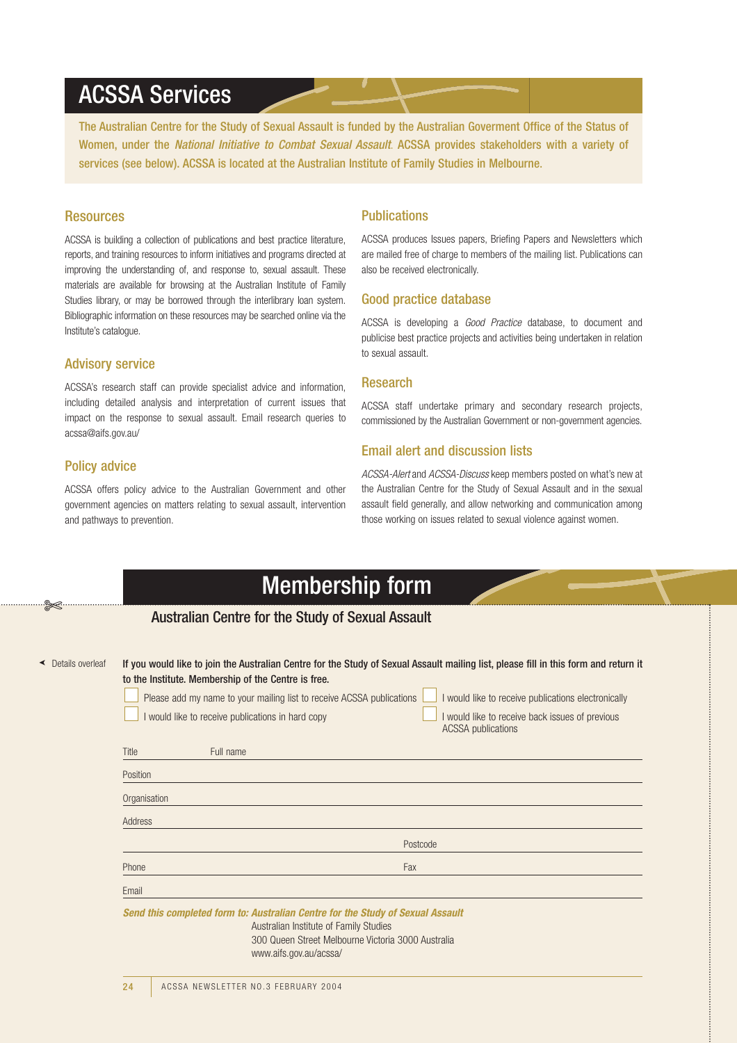# ACSSA Services

**The Australian Centre for the Study of Sexual Assault is funded by the Australian Goverment Office of the Status of Women, under the *National Initiative to Combat Sexual Assault*. ACSSA provides stakeholders with a variety of services (see below). ACSSA is located at the Australian Institute of Family Studies in Melbourne.**

## Resources

ACSSA is building a collection of publications and best practice literature, reports, and training resources to inform initiatives and programs directed at improving the understanding of, and response to, sexual assault. These materials are available for browsing at the Australian Institute of Family Studies library, or may be borrowed through the interlibrary loan system. Bibliographic information on these resources may be searched online via the Institute's catalogue.

## Advisory service

ACSSA's research staff can provide specialist advice and information, including detailed analysis and interpretation of current issues that impact on the response to sexual assault. Email research queries to acssa@aifs.gov.au/

## Policy advice

ACSSA offers policy advice to the Australian Government and other government agencies on matters relating to sexual assault, intervention and pathways to prevention.

## Publications

ACSSA produces Issues papers, Briefing Papers and Newsletters which are mailed free of charge to members of the mailing list. Publications can also be received electronically.

## Good practice database

ACSSA is developing a *Good Practice* database, to document and publicise best practice projects and activities being undertaken in relation to sexual assault.

## Research

ACSSA staff undertake primary and secondary research projects, commissioned by the Australian Government or non-government agencies.

## Email alert and discussion lists

*ACSSA-Alert* and *ACSSA-Discuss* keep members posted on what's new at the Australian Centre for the Study of Sexual Assault and in the sexual assault field generally, and allow networking and communication among those working on issues related to sexual violence against women.

# Membership form

## Australian Centre for the Study of Sexual Assault

◄ Details overleaf

**If you would like to join the Australian Centre for the Study of Sexual Assault mailing list, please fill in this form and return it to the Institute. Membership of the Centre is free.**

- ☐ Please add my name to your mailing list to receive ACSSA publications
- ☐ I would like to receive publications in hard copy
- ☐ I would like to receive publications electronically
- ☐ I would like to receive back issues of previous ACSSA publications

Title ______ Full name ______________________

Position ______________________

Organisation ______________________

Address ______________________

Postcode ______________________

Phone ______________________ Fax ______________________

Email ______________________

***Send this completed form to: Australian Centre for the Study of Sexual Assault***
Australian Institute of Family Studies
300 Queen Street Melbourne Victoria 3000 Australia
www.aifs.gov.au/acssa/